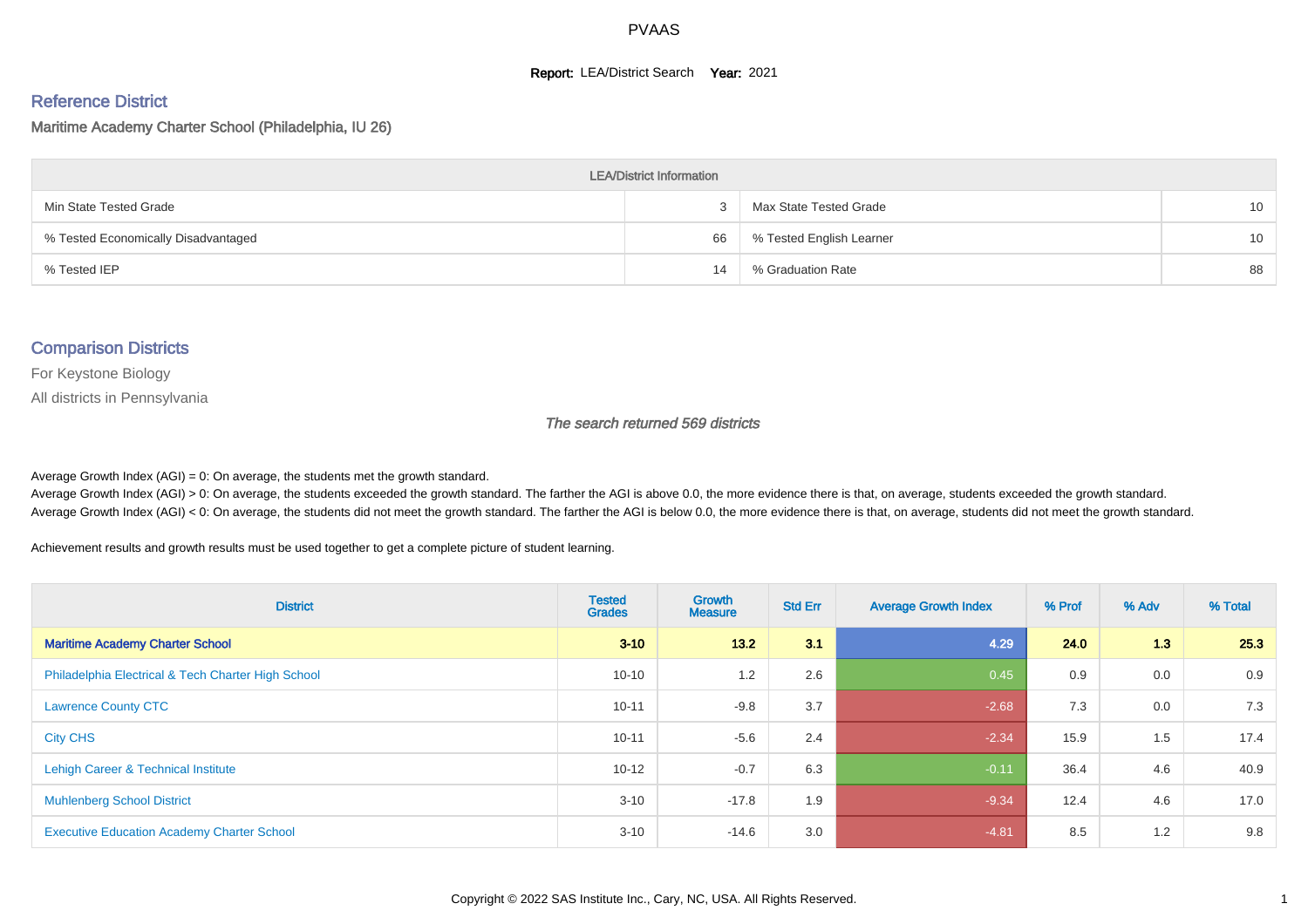# PVAAS

**Report:** LEA/District Search **Year:** 2021

## Reference District

Maritime Academy Charter School (Philadelphia, IU 26)

| LEA/District Information | | | |
|---|---|---|---|
| Min State Tested Grade | 3 | Max State Tested Grade | 10 |
| % Tested Economically Disadvantaged | 66 | % Tested English Learner | 10 |
| % Tested IEP | 14 | % Graduation Rate | 88 |

## Comparison Districts

For Keystone Biology

All districts in Pennsylvania

*The search returned 569 districts*

Average Growth Index (AGI) = 0: On average, the students met the growth standard.
Average Growth Index (AGI) > 0: On average, the students exceeded the growth standard. The farther the AGI is above 0.0, the more evidence there is that, on average, students exceeded the growth standard.
Average Growth Index (AGI) < 0: On average, the students did not meet the growth standard. The farther the AGI is below 0.0, the more evidence there is that, on average, students did not meet the growth standard.

Achievement results and growth results must be used together to get a complete picture of student learning.

| District | Tested Grades | Growth Measure | Std Err | Average Growth Index | % Prof | % Adv | % Total |
|---|---|---|---|---|---|---|---|
| **Maritime Academy Charter School** | **3-10** | **13.2** | **3.1** | **4.29** | **24.0** | **1.3** | **25.3** |
| Philadelphia Electrical & Tech Charter High School | 10-10 | 1.2 | 2.6 | 0.45 | 0.9 | 0.0 | 0.9 |
| Lawrence County CTC | 10-11 | -9.8 | 3.7 | -2.68 | 7.3 | 0.0 | 7.3 |
| City CHS | 10-11 | -5.6 | 2.4 | -2.34 | 15.9 | 1.5 | 17.4 |
| Lehigh Career & Technical Institute | 10-12 | -0.7 | 6.3 | -0.11 | 36.4 | 4.6 | 40.9 |
| Muhlenberg School District | 3-10 | -17.8 | 1.9 | -9.34 | 12.4 | 4.6 | 17.0 |
| Executive Education Academy Charter School | 3-10 | -14.6 | 3.0 | -4.81 | 8.5 | 1.2 | 9.8 |

Copyright © 2022 SAS Institute Inc., Cary, NC, USA. All Rights Reserved.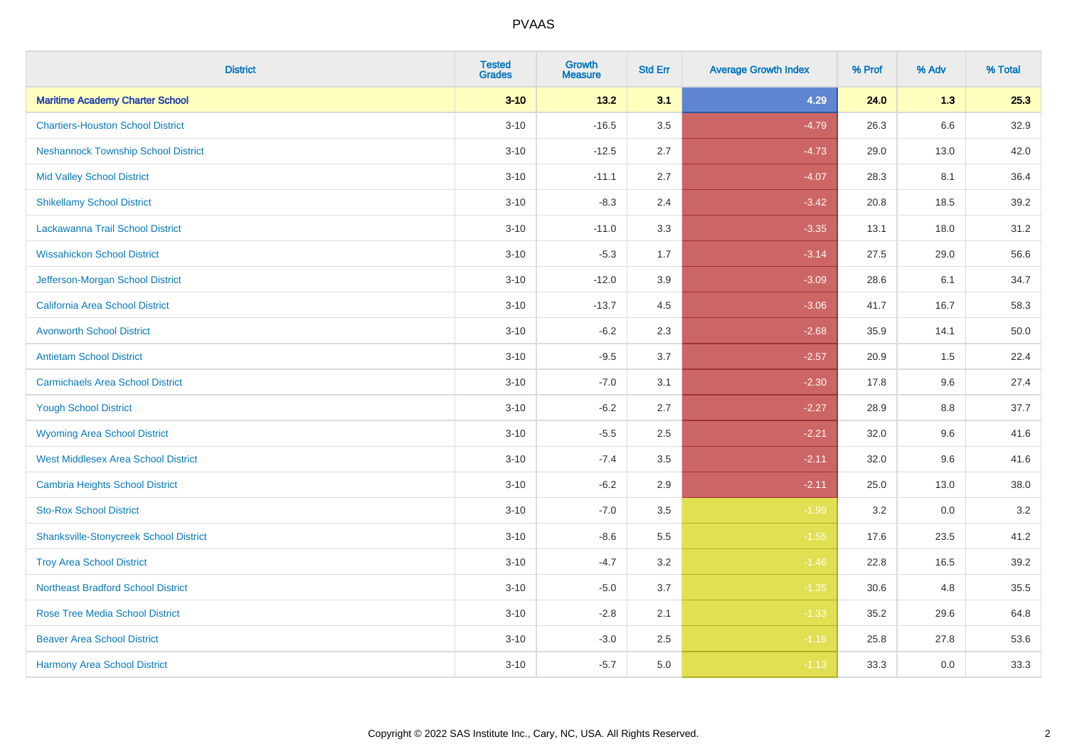| District | Tested Grades | Growth Measure | Std Err | Average Growth Index | % Prof | % Adv | % Total |
|---|---|---|---|---|---|---|---|
| **Maritime Academy Charter School** | **3-10** | **13.2** | **3.1** | **4.29** | **24.0** | **1.3** | **25.3** |
| Chartiers-Houston School District | 3-10 | -16.5 | 3.5 | -4.79 | 26.3 | 6.6 | 32.9 |
| Neshannock Township School District | 3-10 | -12.5 | 2.7 | -4.73 | 29.0 | 13.0 | 42.0 |
| Mid Valley School District | 3-10 | -11.1 | 2.7 | -4.07 | 28.3 | 8.1 | 36.4 |
| Shikellamy School District | 3-10 | -8.3 | 2.4 | -3.42 | 20.8 | 18.5 | 39.2 |
| Lackawanna Trail School District | 3-10 | -11.0 | 3.3 | -3.35 | 13.1 | 18.0 | 31.2 |
| Wissahickon School District | 3-10 | -5.3 | 1.7 | -3.14 | 27.5 | 29.0 | 56.6 |
| Jefferson-Morgan School District | 3-10 | -12.0 | 3.9 | -3.09 | 28.6 | 6.1 | 34.7 |
| California Area School District | 3-10 | -13.7 | 4.5 | -3.06 | 41.7 | 16.7 | 58.3 |
| Avonworth School District | 3-10 | -6.2 | 2.3 | -2.68 | 35.9 | 14.1 | 50.0 |
| Antietam School District | 3-10 | -9.5 | 3.7 | -2.57 | 20.9 | 1.5 | 22.4 |
| Carmichaels Area School District | 3-10 | -7.0 | 3.1 | -2.30 | 17.8 | 9.6 | 27.4 |
| Yough School District | 3-10 | -6.2 | 2.7 | -2.27 | 28.9 | 8.8 | 37.7 |
| Wyoming Area School District | 3-10 | -5.5 | 2.5 | -2.21 | 32.0 | 9.6 | 41.6 |
| West Middlesex Area School District | 3-10 | -7.4 | 3.5 | -2.11 | 32.0 | 9.6 | 41.6 |
| Cambria Heights School District | 3-10 | -6.2 | 2.9 | -2.11 | 25.0 | 13.0 | 38.0 |
| Sto-Rox School District | 3-10 | -7.0 | 3.5 | -1.99 | 3.2 | 0.0 | 3.2 |
| Shanksville-Stonycreek School District | 3-10 | -8.6 | 5.5 | -1.55 | 17.6 | 23.5 | 41.2 |
| Troy Area School District | 3-10 | -4.7 | 3.2 | -1.46 | 22.8 | 16.5 | 39.2 |
| Northeast Bradford School District | 3-10 | -5.0 | 3.7 | -1.35 | 30.6 | 4.8 | 35.5 |
| Rose Tree Media School District | 3-10 | -2.8 | 2.1 | -1.33 | 35.2 | 29.6 | 64.8 |
| Beaver Area School District | 3-10 | -3.0 | 2.5 | -1.16 | 25.8 | 27.8 | 53.6 |
| Harmony Area School District | 3-10 | -5.7 | 5.0 | -1.13 | 33.3 | 0.0 | 33.3 |

Copyright © 2022 SAS Institute Inc., Cary, NC, USA. All Rights Reserved.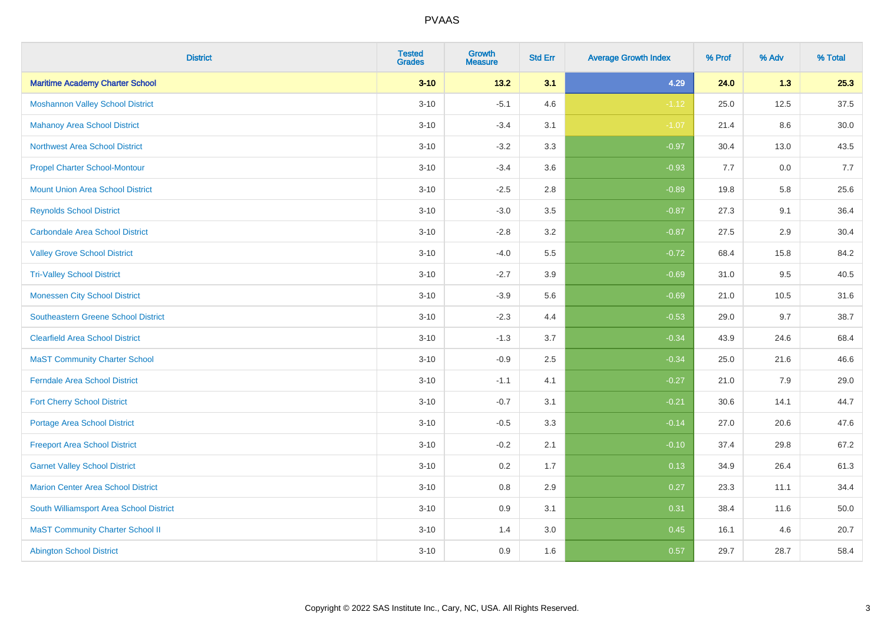# PVAAS

| District | Tested Grades | Growth Measure | Std Err | Average Growth Index | % Prof | % Adv | % Total |
|---|---|---|---|---|---|---|---|
| **Maritime Academy Charter School** | **3-10** | **13.2** | **3.1** | **4.29** | **24.0** | **1.3** | **25.3** |
| Moshannon Valley School District | 3-10 | -5.1 | 4.6 | -1.12 | 25.0 | 12.5 | 37.5 |
| Mahanoy Area School District | 3-10 | -3.4 | 3.1 | -1.07 | 21.4 | 8.6 | 30.0 |
| Northwest Area School District | 3-10 | -3.2 | 3.3 | -0.97 | 30.4 | 13.0 | 43.5 |
| Propel Charter School-Montour | 3-10 | -3.4 | 3.6 | -0.93 | 7.7 | 0.0 | 7.7 |
| Mount Union Area School District | 3-10 | -2.5 | 2.8 | -0.89 | 19.8 | 5.8 | 25.6 |
| Reynolds School District | 3-10 | -3.0 | 3.5 | -0.87 | 27.3 | 9.1 | 36.4 |
| Carbondale Area School District | 3-10 | -2.8 | 3.2 | -0.87 | 27.5 | 2.9 | 30.4 |
| Valley Grove School District | 3-10 | -4.0 | 5.5 | -0.72 | 68.4 | 15.8 | 84.2 |
| Tri-Valley School District | 3-10 | -2.7 | 3.9 | -0.69 | 31.0 | 9.5 | 40.5 |
| Monessen City School District | 3-10 | -3.9 | 5.6 | -0.69 | 21.0 | 10.5 | 31.6 |
| Southeastern Greene School District | 3-10 | -2.3 | 4.4 | -0.53 | 29.0 | 9.7 | 38.7 |
| Clearfield Area School District | 3-10 | -1.3 | 3.7 | -0.34 | 43.9 | 24.6 | 68.4 |
| MaST Community Charter School | 3-10 | -0.9 | 2.5 | -0.34 | 25.0 | 21.6 | 46.6 |
| Ferndale Area School District | 3-10 | -1.1 | 4.1 | -0.27 | 21.0 | 7.9 | 29.0 |
| Fort Cherry School District | 3-10 | -0.7 | 3.1 | -0.21 | 30.6 | 14.1 | 44.7 |
| Portage Area School District | 3-10 | -0.5 | 3.3 | -0.14 | 27.0 | 20.6 | 47.6 |
| Freeport Area School District | 3-10 | -0.2 | 2.1 | -0.10 | 37.4 | 29.8 | 67.2 |
| Garnet Valley School District | 3-10 | 0.2 | 1.7 | 0.13 | 34.9 | 26.4 | 61.3 |
| Marion Center Area School District | 3-10 | 0.8 | 2.9 | 0.27 | 23.3 | 11.1 | 34.4 |
| South Williamsport Area School District | 3-10 | 0.9 | 3.1 | 0.31 | 38.4 | 11.6 | 50.0 |
| MaST Community Charter School II | 3-10 | 1.4 | 3.0 | 0.45 | 16.1 | 4.6 | 20.7 |
| Abington School District | 3-10 | 0.9 | 1.6 | 0.57 | 29.7 | 28.7 | 58.4 |

Copyright © 2022 SAS Institute Inc., Cary, NC, USA. All Rights Reserved.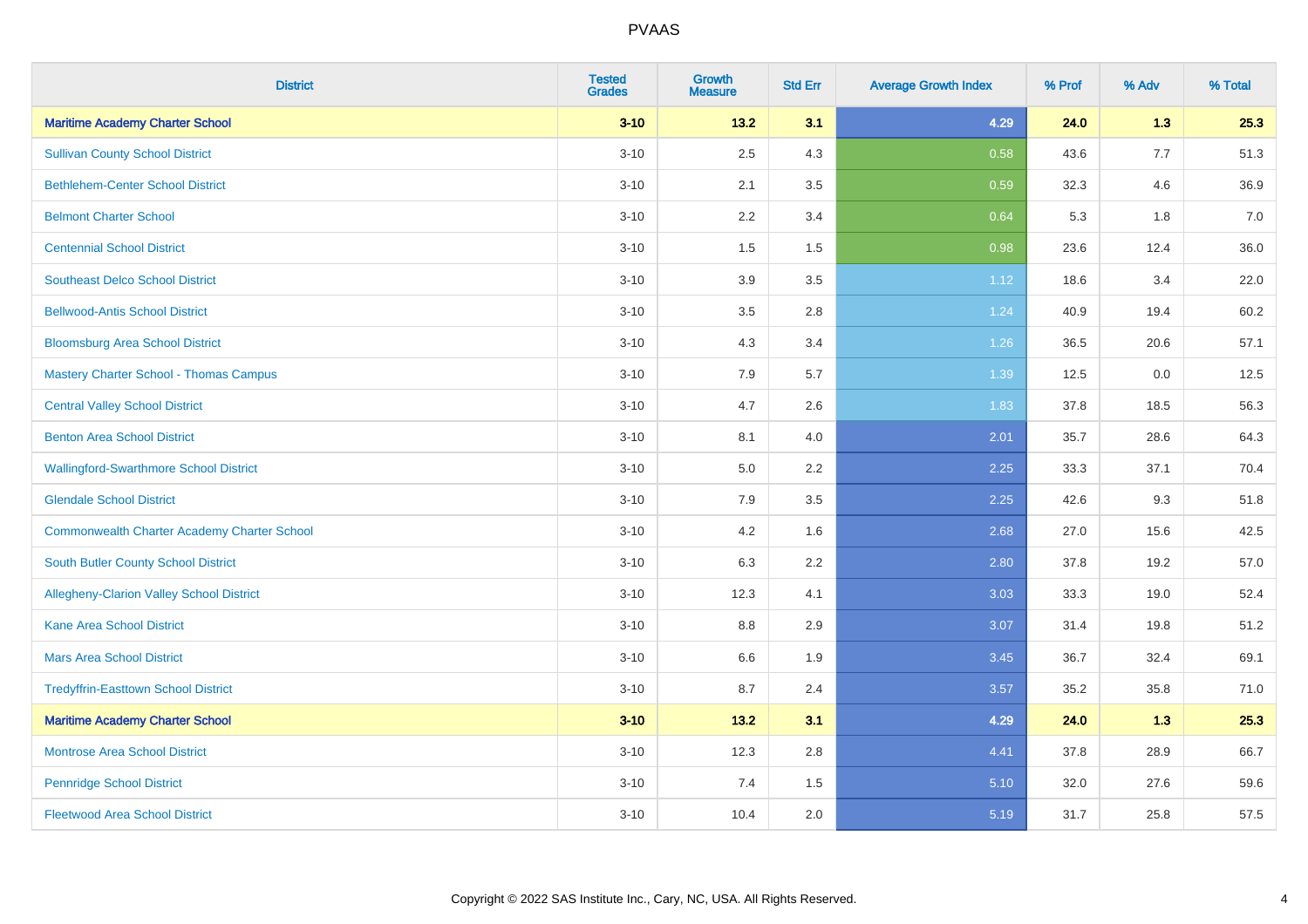| District | Tested Grades | Growth Measure | Std Err | Average Growth Index | % Prof | % Adv | % Total |
|---|---|---|---|---|---|---|---|
| **Maritime Academy Charter School** | **3-10** | **13.2** | **3.1** | **4.29** | **24.0** | **1.3** | **25.3** |
| Sullivan County School District | 3-10 | 2.5 | 4.3 | 0.58 | 43.6 | 7.7 | 51.3 |
| Bethlehem-Center School District | 3-10 | 2.1 | 3.5 | 0.59 | 32.3 | 4.6 | 36.9 |
| Belmont Charter School | 3-10 | 2.2 | 3.4 | 0.64 | 5.3 | 1.8 | 7.0 |
| Centennial School District | 3-10 | 1.5 | 1.5 | 0.98 | 23.6 | 12.4 | 36.0 |
| Southeast Delco School District | 3-10 | 3.9 | 3.5 | 1.12 | 18.6 | 3.4 | 22.0 |
| Bellwood-Antis School District | 3-10 | 3.5 | 2.8 | 1.24 | 40.9 | 19.4 | 60.2 |
| Bloomsburg Area School District | 3-10 | 4.3 | 3.4 | 1.26 | 36.5 | 20.6 | 57.1 |
| Mastery Charter School - Thomas Campus | 3-10 | 7.9 | 5.7 | 1.39 | 12.5 | 0.0 | 12.5 |
| Central Valley School District | 3-10 | 4.7 | 2.6 | 1.83 | 37.8 | 18.5 | 56.3 |
| Benton Area School District | 3-10 | 8.1 | 4.0 | 2.01 | 35.7 | 28.6 | 64.3 |
| Wallingford-Swarthmore School District | 3-10 | 5.0 | 2.2 | 2.25 | 33.3 | 37.1 | 70.4 |
| Glendale School District | 3-10 | 7.9 | 3.5 | 2.25 | 42.6 | 9.3 | 51.8 |
| Commonwealth Charter Academy Charter School | 3-10 | 4.2 | 1.6 | 2.68 | 27.0 | 15.6 | 42.5 |
| South Butler County School District | 3-10 | 6.3 | 2.2 | 2.80 | 37.8 | 19.2 | 57.0 |
| Allegheny-Clarion Valley School District | 3-10 | 12.3 | 4.1 | 3.03 | 33.3 | 19.0 | 52.4 |
| Kane Area School District | 3-10 | 8.8 | 2.9 | 3.07 | 31.4 | 19.8 | 51.2 |
| Mars Area School District | 3-10 | 6.6 | 1.9 | 3.45 | 36.7 | 32.4 | 69.1 |
| Tredyffrin-Easttown School District | 3-10 | 8.7 | 2.4 | 3.57 | 35.2 | 35.8 | 71.0 |
| **Maritime Academy Charter School** | **3-10** | **13.2** | **3.1** | **4.29** | **24.0** | **1.3** | **25.3** |
| Montrose Area School District | 3-10 | 12.3 | 2.8 | 4.41 | 37.8 | 28.9 | 66.7 |
| Pennridge School District | 3-10 | 7.4 | 1.5 | 5.10 | 32.0 | 27.6 | 59.6 |
| Fleetwood Area School District | 3-10 | 10.4 | 2.0 | 5.19 | 31.7 | 25.8 | 57.5 |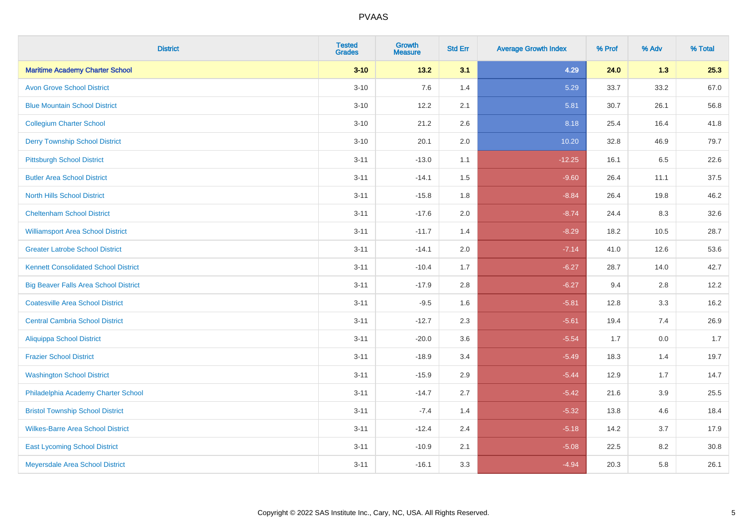| District | Tested Grades | Growth Measure | Std Err | Average Growth Index | % Prof | % Adv | % Total |
|---|---|---|---|---|---|---|---|
| **Maritime Academy Charter School** | **3-10** | **13.2** | **3.1** | **4.29** | **24.0** | **1.3** | **25.3** |
| Avon Grove School District | 3-10 | 7.6 | 1.4 | 5.29 | 33.7 | 33.2 | 67.0 |
| Blue Mountain School District | 3-10 | 12.2 | 2.1 | 5.81 | 30.7 | 26.1 | 56.8 |
| Collegium Charter School | 3-10 | 21.2 | 2.6 | 8.18 | 25.4 | 16.4 | 41.8 |
| Derry Township School District | 3-10 | 20.1 | 2.0 | 10.20 | 32.8 | 46.9 | 79.7 |
| Pittsburgh School District | 3-11 | -13.0 | 1.1 | -12.25 | 16.1 | 6.5 | 22.6 |
| Butler Area School District | 3-11 | -14.1 | 1.5 | -9.60 | 26.4 | 11.1 | 37.5 |
| North Hills School District | 3-11 | -15.8 | 1.8 | -8.84 | 26.4 | 19.8 | 46.2 |
| Cheltenham School District | 3-11 | -17.6 | 2.0 | -8.74 | 24.4 | 8.3 | 32.6 |
| Williamsport Area School District | 3-11 | -11.7 | 1.4 | -8.29 | 18.2 | 10.5 | 28.7 |
| Greater Latrobe School District | 3-11 | -14.1 | 2.0 | -7.14 | 41.0 | 12.6 | 53.6 |
| Kennett Consolidated School District | 3-11 | -10.4 | 1.7 | -6.27 | 28.7 | 14.0 | 42.7 |
| Big Beaver Falls Area School District | 3-11 | -17.9 | 2.8 | -6.27 | 9.4 | 2.8 | 12.2 |
| Coatesville Area School District | 3-11 | -9.5 | 1.6 | -5.81 | 12.8 | 3.3 | 16.2 |
| Central Cambria School District | 3-11 | -12.7 | 2.3 | -5.61 | 19.4 | 7.4 | 26.9 |
| Aliquippa School District | 3-11 | -20.0 | 3.6 | -5.54 | 1.7 | 0.0 | 1.7 |
| Frazier School District | 3-11 | -18.9 | 3.4 | -5.49 | 18.3 | 1.4 | 19.7 |
| Washington School District | 3-11 | -15.9 | 2.9 | -5.44 | 12.9 | 1.7 | 14.7 |
| Philadelphia Academy Charter School | 3-11 | -14.7 | 2.7 | -5.42 | 21.6 | 3.9 | 25.5 |
| Bristol Township School District | 3-11 | -7.4 | 1.4 | -5.32 | 13.8 | 4.6 | 18.4 |
| Wilkes-Barre Area School District | 3-11 | -12.4 | 2.4 | -5.18 | 14.2 | 3.7 | 17.9 |
| East Lycoming School District | 3-11 | -10.9 | 2.1 | -5.08 | 22.5 | 8.2 | 30.8 |
| Meyersdale Area School District | 3-11 | -16.1 | 3.3 | -4.94 | 20.3 | 5.8 | 26.1 |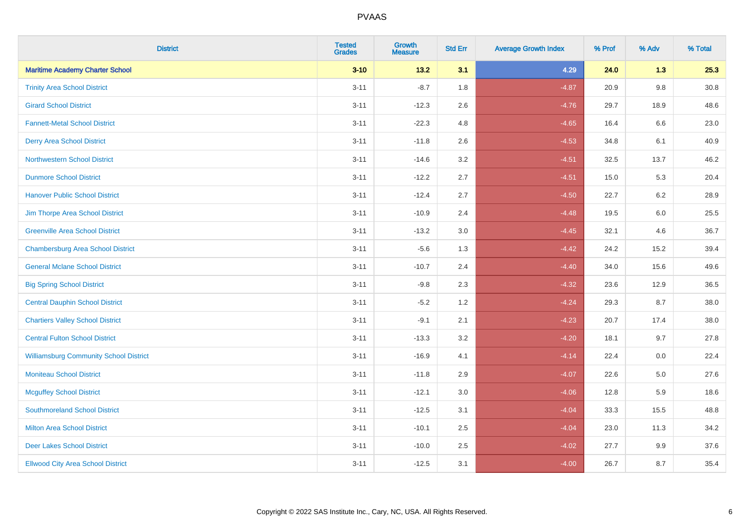| District | Tested Grades | Growth Measure | Std Err | Average Growth Index | % Prof | % Adv | % Total |
|---|---|---|---|---|---|---|---|
| **Maritime Academy Charter School** | **3-10** | **13.2** | **3.1** | **4.29** | **24.0** | **1.3** | **25.3** |
| Trinity Area School District | 3-11 | -8.7 | 1.8 | -4.87 | 20.9 | 9.8 | 30.8 |
| Girard School District | 3-11 | -12.3 | 2.6 | -4.76 | 29.7 | 18.9 | 48.6 |
| Fannett-Metal School District | 3-11 | -22.3 | 4.8 | -4.65 | 16.4 | 6.6 | 23.0 |
| Derry Area School District | 3-11 | -11.8 | 2.6 | -4.53 | 34.8 | 6.1 | 40.9 |
| Northwestern School District | 3-11 | -14.6 | 3.2 | -4.51 | 32.5 | 13.7 | 46.2 |
| Dunmore School District | 3-11 | -12.2 | 2.7 | -4.51 | 15.0 | 5.3 | 20.4 |
| Hanover Public School District | 3-11 | -12.4 | 2.7 | -4.50 | 22.7 | 6.2 | 28.9 |
| Jim Thorpe Area School District | 3-11 | -10.9 | 2.4 | -4.48 | 19.5 | 6.0 | 25.5 |
| Greenville Area School District | 3-11 | -13.2 | 3.0 | -4.45 | 32.1 | 4.6 | 36.7 |
| Chambersburg Area School District | 3-11 | -5.6 | 1.3 | -4.42 | 24.2 | 15.2 | 39.4 |
| General Mclane School District | 3-11 | -10.7 | 2.4 | -4.40 | 34.0 | 15.6 | 49.6 |
| Big Spring School District | 3-11 | -9.8 | 2.3 | -4.32 | 23.6 | 12.9 | 36.5 |
| Central Dauphin School District | 3-11 | -5.2 | 1.2 | -4.24 | 29.3 | 8.7 | 38.0 |
| Chartiers Valley School District | 3-11 | -9.1 | 2.1 | -4.23 | 20.7 | 17.4 | 38.0 |
| Central Fulton School District | 3-11 | -13.3 | 3.2 | -4.20 | 18.1 | 9.7 | 27.8 |
| Williamsburg Community School District | 3-11 | -16.9 | 4.1 | -4.14 | 22.4 | 0.0 | 22.4 |
| Moniteau School District | 3-11 | -11.8 | 2.9 | -4.07 | 22.6 | 5.0 | 27.6 |
| Mcguffey School District | 3-11 | -12.1 | 3.0 | -4.06 | 12.8 | 5.9 | 18.6 |
| Southmoreland School District | 3-11 | -12.5 | 3.1 | -4.04 | 33.3 | 15.5 | 48.8 |
| Milton Area School District | 3-11 | -10.1 | 2.5 | -4.04 | 23.0 | 11.3 | 34.2 |
| Deer Lakes School District | 3-11 | -10.0 | 2.5 | -4.02 | 27.7 | 9.9 | 37.6 |
| Ellwood City Area School District | 3-11 | -12.5 | 3.1 | -4.00 | 26.7 | 8.7 | 35.4 |

Copyright © 2022 SAS Institute Inc., Cary, NC, USA. All Rights Reserved.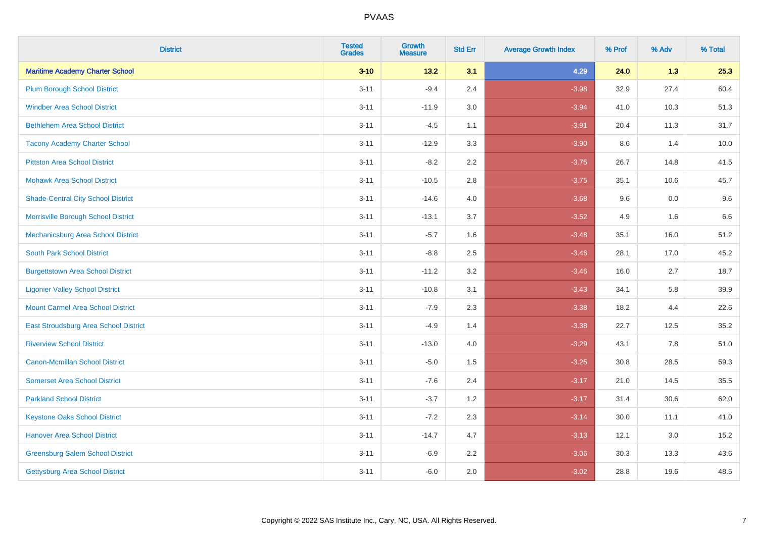# PVAAS

| District | Tested Grades | Growth Measure | Std Err | Average Growth Index | % Prof | % Adv | % Total |
|---|---|---|---|---|---|---|---|
| **Maritime Academy Charter School** | **3-10** | **13.2** | **3.1** | **4.29** | **24.0** | **1.3** | **25.3** |
| Plum Borough School District | 3-11 | -9.4 | 2.4 | -3.98 | 32.9 | 27.4 | 60.4 |
| Windber Area School District | 3-11 | -11.9 | 3.0 | -3.94 | 41.0 | 10.3 | 51.3 |
| Bethlehem Area School District | 3-11 | -4.5 | 1.1 | -3.91 | 20.4 | 11.3 | 31.7 |
| Tacony Academy Charter School | 3-11 | -12.9 | 3.3 | -3.90 | 8.6 | 1.4 | 10.0 |
| Pittston Area School District | 3-11 | -8.2 | 2.2 | -3.75 | 26.7 | 14.8 | 41.5 |
| Mohawk Area School District | 3-11 | -10.5 | 2.8 | -3.75 | 35.1 | 10.6 | 45.7 |
| Shade-Central City School District | 3-11 | -14.6 | 4.0 | -3.68 | 9.6 | 0.0 | 9.6 |
| Morrisville Borough School District | 3-11 | -13.1 | 3.7 | -3.52 | 4.9 | 1.6 | 6.6 |
| Mechanicsburg Area School District | 3-11 | -5.7 | 1.6 | -3.48 | 35.1 | 16.0 | 51.2 |
| South Park School District | 3-11 | -8.8 | 2.5 | -3.46 | 28.1 | 17.0 | 45.2 |
| Burgettstown Area School District | 3-11 | -11.2 | 3.2 | -3.46 | 16.0 | 2.7 | 18.7 |
| Ligonier Valley School District | 3-11 | -10.8 | 3.1 | -3.43 | 34.1 | 5.8 | 39.9 |
| Mount Carmel Area School District | 3-11 | -7.9 | 2.3 | -3.38 | 18.2 | 4.4 | 22.6 |
| East Stroudsburg Area School District | 3-11 | -4.9 | 1.4 | -3.38 | 22.7 | 12.5 | 35.2 |
| Riverview School District | 3-11 | -13.0 | 4.0 | -3.29 | 43.1 | 7.8 | 51.0 |
| Canon-Mcmillan School District | 3-11 | -5.0 | 1.5 | -3.25 | 30.8 | 28.5 | 59.3 |
| Somerset Area School District | 3-11 | -7.6 | 2.4 | -3.17 | 21.0 | 14.5 | 35.5 |
| Parkland School District | 3-11 | -3.7 | 1.2 | -3.17 | 31.4 | 30.6 | 62.0 |
| Keystone Oaks School District | 3-11 | -7.2 | 2.3 | -3.14 | 30.0 | 11.1 | 41.0 |
| Hanover Area School District | 3-11 | -14.7 | 4.7 | -3.13 | 12.1 | 3.0 | 15.2 |
| Greensburg Salem School District | 3-11 | -6.9 | 2.2 | -3.06 | 30.3 | 13.3 | 43.6 |
| Gettysburg Area School District | 3-11 | -6.0 | 2.0 | -3.02 | 28.8 | 19.6 | 48.5 |

Copyright © 2022 SAS Institute Inc., Cary, NC, USA. All Rights Reserved.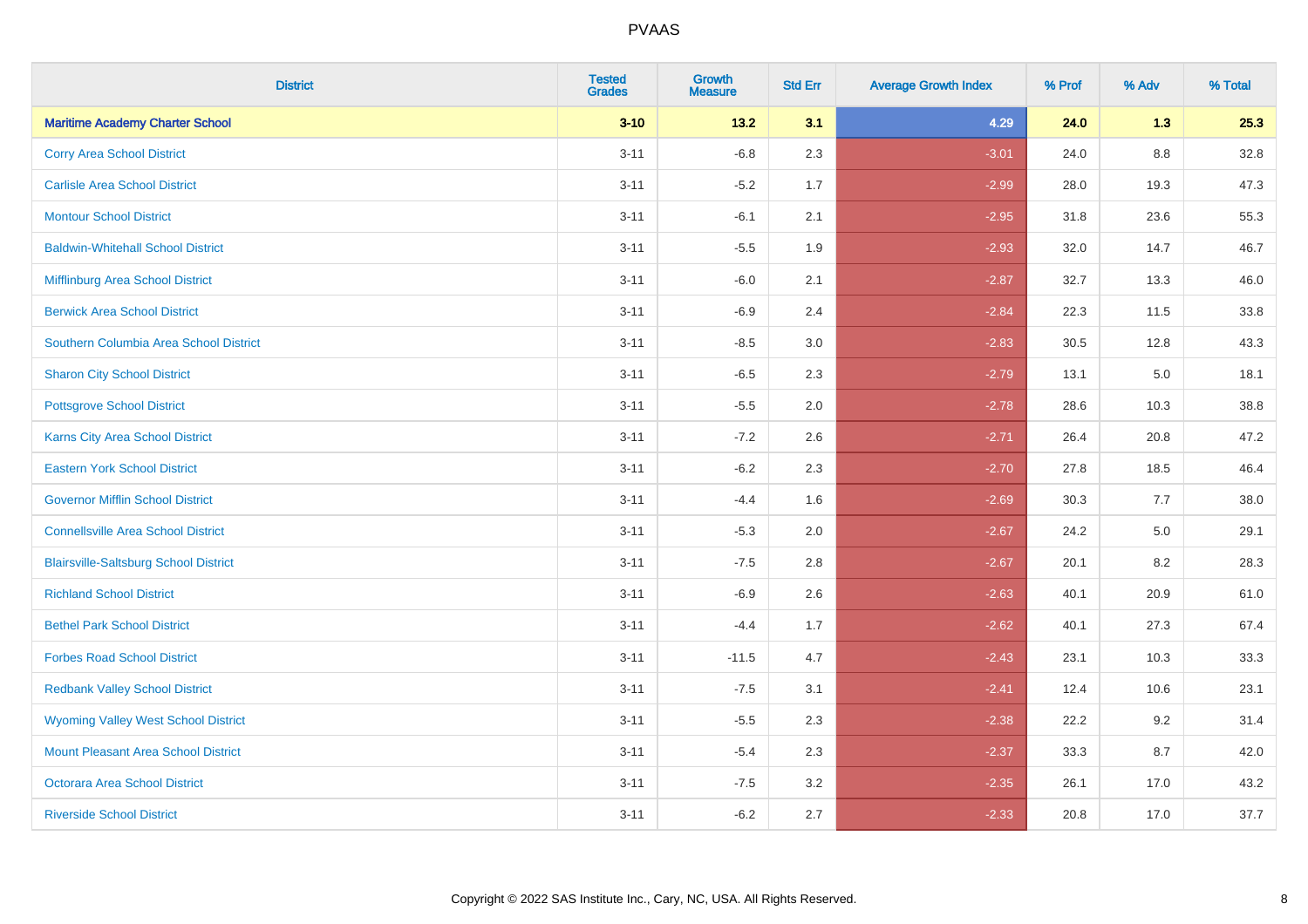| District | Tested Grades | Growth Measure | Std Err | Average Growth Index | % Prof | % Adv | % Total |
|---|---|---|---|---|---|---|---|
| **Maritime Academy Charter School** | **3-10** | **13.2** | **3.1** | **4.29** | **24.0** | **1.3** | **25.3** |
| Corry Area School District | 3-11 | -6.8 | 2.3 | -3.01 | 24.0 | 8.8 | 32.8 |
| Carlisle Area School District | 3-11 | -5.2 | 1.7 | -2.99 | 28.0 | 19.3 | 47.3 |
| Montour School District | 3-11 | -6.1 | 2.1 | -2.95 | 31.8 | 23.6 | 55.3 |
| Baldwin-Whitehall School District | 3-11 | -5.5 | 1.9 | -2.93 | 32.0 | 14.7 | 46.7 |
| Mifflinburg Area School District | 3-11 | -6.0 | 2.1 | -2.87 | 32.7 | 13.3 | 46.0 |
| Berwick Area School District | 3-11 | -6.9 | 2.4 | -2.84 | 22.3 | 11.5 | 33.8 |
| Southern Columbia Area School District | 3-11 | -8.5 | 3.0 | -2.83 | 30.5 | 12.8 | 43.3 |
| Sharon City School District | 3-11 | -6.5 | 2.3 | -2.79 | 13.1 | 5.0 | 18.1 |
| Pottsgrove School District | 3-11 | -5.5 | 2.0 | -2.78 | 28.6 | 10.3 | 38.8 |
| Karns City Area School District | 3-11 | -7.2 | 2.6 | -2.71 | 26.4 | 20.8 | 47.2 |
| Eastern York School District | 3-11 | -6.2 | 2.3 | -2.70 | 27.8 | 18.5 | 46.4 |
| Governor Mifflin School District | 3-11 | -4.4 | 1.6 | -2.69 | 30.3 | 7.7 | 38.0 |
| Connellsville Area School District | 3-11 | -5.3 | 2.0 | -2.67 | 24.2 | 5.0 | 29.1 |
| Blairsville-Saltsburg School District | 3-11 | -7.5 | 2.8 | -2.67 | 20.1 | 8.2 | 28.3 |
| Richland School District | 3-11 | -6.9 | 2.6 | -2.63 | 40.1 | 20.9 | 61.0 |
| Bethel Park School District | 3-11 | -4.4 | 1.7 | -2.62 | 40.1 | 27.3 | 67.4 |
| Forbes Road School District | 3-11 | -11.5 | 4.7 | -2.43 | 23.1 | 10.3 | 33.3 |
| Redbank Valley School District | 3-11 | -7.5 | 3.1 | -2.41 | 12.4 | 10.6 | 23.1 |
| Wyoming Valley West School District | 3-11 | -5.5 | 2.3 | -2.38 | 22.2 | 9.2 | 31.4 |
| Mount Pleasant Area School District | 3-11 | -5.4 | 2.3 | -2.37 | 33.3 | 8.7 | 42.0 |
| Octorara Area School District | 3-11 | -7.5 | 3.2 | -2.35 | 26.1 | 17.0 | 43.2 |
| Riverside School District | 3-11 | -6.2 | 2.7 | -2.33 | 20.8 | 17.0 | 37.7 |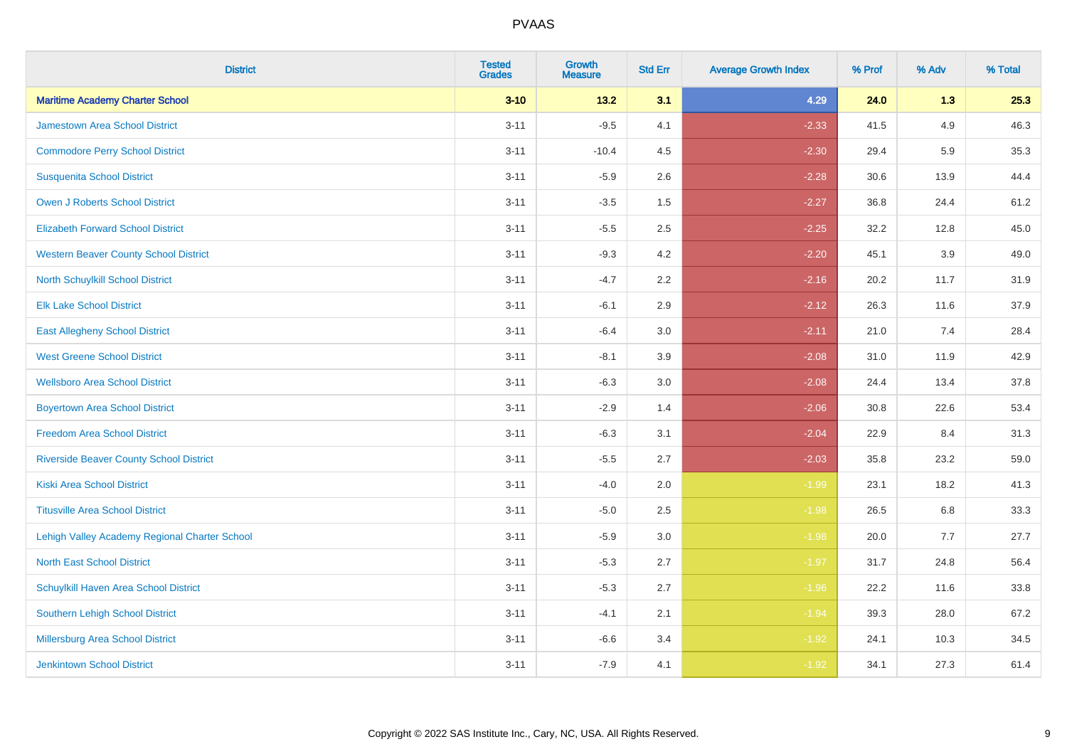| District | Tested Grades | Growth Measure | Std Err | Average Growth Index | % Prof | % Adv | % Total |
|---|---|---|---|---|---|---|---|
| **Maritime Academy Charter School** | **3-10** | **13.2** | **3.1** | **4.29** | **24.0** | **1.3** | **25.3** |
| Jamestown Area School District | 3-11 | -9.5 | 4.1 | -2.33 | 41.5 | 4.9 | 46.3 |
| Commodore Perry School District | 3-11 | -10.4 | 4.5 | -2.30 | 29.4 | 5.9 | 35.3 |
| Susquenita School District | 3-11 | -5.9 | 2.6 | -2.28 | 30.6 | 13.9 | 44.4 |
| Owen J Roberts School District | 3-11 | -3.5 | 1.5 | -2.27 | 36.8 | 24.4 | 61.2 |
| Elizabeth Forward School District | 3-11 | -5.5 | 2.5 | -2.25 | 32.2 | 12.8 | 45.0 |
| Western Beaver County School District | 3-11 | -9.3 | 4.2 | -2.20 | 45.1 | 3.9 | 49.0 |
| North Schuylkill School District | 3-11 | -4.7 | 2.2 | -2.16 | 20.2 | 11.7 | 31.9 |
| Elk Lake School District | 3-11 | -6.1 | 2.9 | -2.12 | 26.3 | 11.6 | 37.9 |
| East Allegheny School District | 3-11 | -6.4 | 3.0 | -2.11 | 21.0 | 7.4 | 28.4 |
| West Greene School District | 3-11 | -8.1 | 3.9 | -2.08 | 31.0 | 11.9 | 42.9 |
| Wellsboro Area School District | 3-11 | -6.3 | 3.0 | -2.08 | 24.4 | 13.4 | 37.8 |
| Boyertown Area School District | 3-11 | -2.9 | 1.4 | -2.06 | 30.8 | 22.6 | 53.4 |
| Freedom Area School District | 3-11 | -6.3 | 3.1 | -2.04 | 22.9 | 8.4 | 31.3 |
| Riverside Beaver County School District | 3-11 | -5.5 | 2.7 | -2.03 | 35.8 | 23.2 | 59.0 |
| Kiski Area School District | 3-11 | -4.0 | 2.0 | -1.99 | 23.1 | 18.2 | 41.3 |
| Titusville Area School District | 3-11 | -5.0 | 2.5 | -1.98 | 26.5 | 6.8 | 33.3 |
| Lehigh Valley Academy Regional Charter School | 3-11 | -5.9 | 3.0 | -1.98 | 20.0 | 7.7 | 27.7 |
| North East School District | 3-11 | -5.3 | 2.7 | -1.97 | 31.7 | 24.8 | 56.4 |
| Schuylkill Haven Area School District | 3-11 | -5.3 | 2.7 | -1.96 | 22.2 | 11.6 | 33.8 |
| Southern Lehigh School District | 3-11 | -4.1 | 2.1 | -1.94 | 39.3 | 28.0 | 67.2 |
| Millersburg Area School District | 3-11 | -6.6 | 3.4 | -1.92 | 24.1 | 10.3 | 34.5 |
| Jenkintown School District | 3-11 | -7.9 | 4.1 | -1.92 | 34.1 | 27.3 | 61.4 |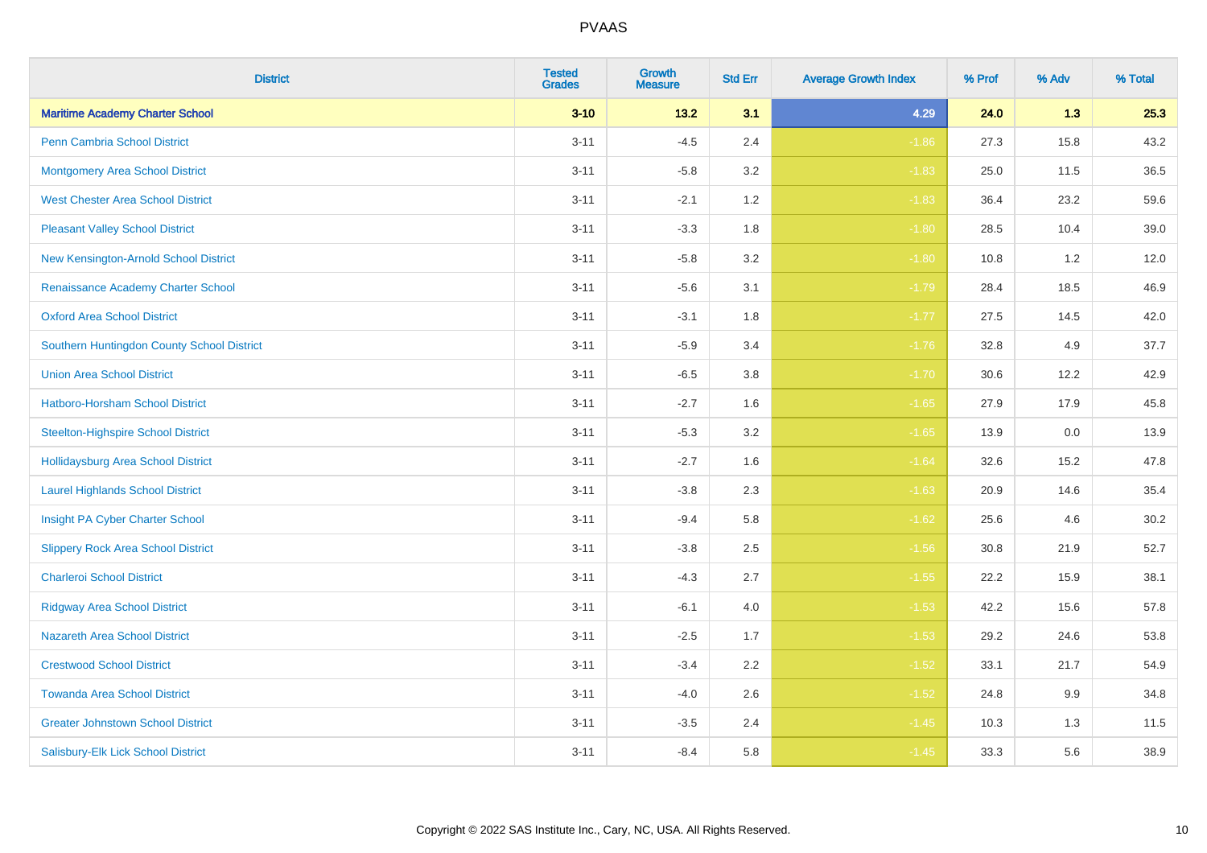| District | Tested Grades | Growth Measure | Std Err | Average Growth Index | % Prof | % Adv | % Total |
|---|---|---|---|---|---|---|---|
| **Maritime Academy Charter School** | **3-10** | **13.2** | **3.1** | **4.29** | **24.0** | **1.3** | **25.3** |
| Penn Cambria School District | 3-11 | -4.5 | 2.4 | -1.86 | 27.3 | 15.8 | 43.2 |
| Montgomery Area School District | 3-11 | -5.8 | 3.2 | -1.83 | 25.0 | 11.5 | 36.5 |
| West Chester Area School District | 3-11 | -2.1 | 1.2 | -1.83 | 36.4 | 23.2 | 59.6 |
| Pleasant Valley School District | 3-11 | -3.3 | 1.8 | -1.80 | 28.5 | 10.4 | 39.0 |
| New Kensington-Arnold School District | 3-11 | -5.8 | 3.2 | -1.80 | 10.8 | 1.2 | 12.0 |
| Renaissance Academy Charter School | 3-11 | -5.6 | 3.1 | -1.79 | 28.4 | 18.5 | 46.9 |
| Oxford Area School District | 3-11 | -3.1 | 1.8 | -1.77 | 27.5 | 14.5 | 42.0 |
| Southern Huntingdon County School District | 3-11 | -5.9 | 3.4 | -1.76 | 32.8 | 4.9 | 37.7 |
| Union Area School District | 3-11 | -6.5 | 3.8 | -1.70 | 30.6 | 12.2 | 42.9 |
| Hatboro-Horsham School District | 3-11 | -2.7 | 1.6 | -1.65 | 27.9 | 17.9 | 45.8 |
| Steelton-Highspire School District | 3-11 | -5.3 | 3.2 | -1.65 | 13.9 | 0.0 | 13.9 |
| Hollidaysburg Area School District | 3-11 | -2.7 | 1.6 | -1.64 | 32.6 | 15.2 | 47.8 |
| Laurel Highlands School District | 3-11 | -3.8 | 2.3 | -1.63 | 20.9 | 14.6 | 35.4 |
| Insight PA Cyber Charter School | 3-11 | -9.4 | 5.8 | -1.62 | 25.6 | 4.6 | 30.2 |
| Slippery Rock Area School District | 3-11 | -3.8 | 2.5 | -1.56 | 30.8 | 21.9 | 52.7 |
| Charleroi School District | 3-11 | -4.3 | 2.7 | -1.55 | 22.2 | 15.9 | 38.1 |
| Ridgway Area School District | 3-11 | -6.1 | 4.0 | -1.53 | 42.2 | 15.6 | 57.8 |
| Nazareth Area School District | 3-11 | -2.5 | 1.7 | -1.53 | 29.2 | 24.6 | 53.8 |
| Crestwood School District | 3-11 | -3.4 | 2.2 | -1.52 | 33.1 | 21.7 | 54.9 |
| Towanda Area School District | 3-11 | -4.0 | 2.6 | -1.52 | 24.8 | 9.9 | 34.8 |
| Greater Johnstown School District | 3-11 | -3.5 | 2.4 | -1.45 | 10.3 | 1.3 | 11.5 |
| Salisbury-Elk Lick School District | 3-11 | -8.4 | 5.8 | -1.45 | 33.3 | 5.6 | 38.9 |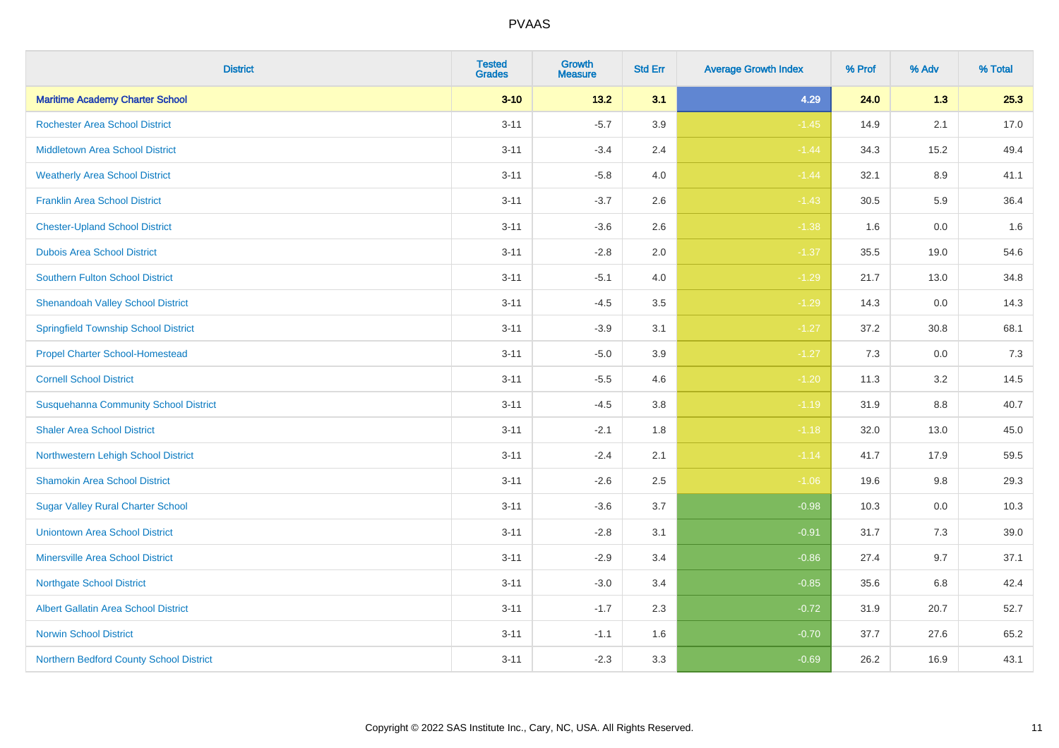# PVAAS

| District | Tested Grades | Growth Measure | Std Err | Average Growth Index | % Prof | % Adv | % Total |
|---|---|---|---|---|---|---|---|
| **Maritime Academy Charter School** | **3-10** | **13.2** | **3.1** | **4.29** | **24.0** | **1.3** | **25.3** |
| Rochester Area School District | 3-11 | -5.7 | 3.9 | -1.45 | 14.9 | 2.1 | 17.0 |
| Middletown Area School District | 3-11 | -3.4 | 2.4 | -1.44 | 34.3 | 15.2 | 49.4 |
| Weatherly Area School District | 3-11 | -5.8 | 4.0 | -1.44 | 32.1 | 8.9 | 41.1 |
| Franklin Area School District | 3-11 | -3.7 | 2.6 | -1.43 | 30.5 | 5.9 | 36.4 |
| Chester-Upland School District | 3-11 | -3.6 | 2.6 | -1.38 | 1.6 | 0.0 | 1.6 |
| Dubois Area School District | 3-11 | -2.8 | 2.0 | -1.37 | 35.5 | 19.0 | 54.6 |
| Southern Fulton School District | 3-11 | -5.1 | 4.0 | -1.29 | 21.7 | 13.0 | 34.8 |
| Shenandoah Valley School District | 3-11 | -4.5 | 3.5 | -1.29 | 14.3 | 0.0 | 14.3 |
| Springfield Township School District | 3-11 | -3.9 | 3.1 | -1.27 | 37.2 | 30.8 | 68.1 |
| Propel Charter School-Homestead | 3-11 | -5.0 | 3.9 | -1.27 | 7.3 | 0.0 | 7.3 |
| Cornell School District | 3-11 | -5.5 | 4.6 | -1.20 | 11.3 | 3.2 | 14.5 |
| Susquehanna Community School District | 3-11 | -4.5 | 3.8 | -1.19 | 31.9 | 8.8 | 40.7 |
| Shaler Area School District | 3-11 | -2.1 | 1.8 | -1.18 | 32.0 | 13.0 | 45.0 |
| Northwestern Lehigh School District | 3-11 | -2.4 | 2.1 | -1.14 | 41.7 | 17.9 | 59.5 |
| Shamokin Area School District | 3-11 | -2.6 | 2.5 | -1.06 | 19.6 | 9.8 | 29.3 |
| Sugar Valley Rural Charter School | 3-11 | -3.6 | 3.7 | -0.98 | 10.3 | 0.0 | 10.3 |
| Uniontown Area School District | 3-11 | -2.8 | 3.1 | -0.91 | 31.7 | 7.3 | 39.0 |
| Minersville Area School District | 3-11 | -2.9 | 3.4 | -0.86 | 27.4 | 9.7 | 37.1 |
| Northgate School District | 3-11 | -3.0 | 3.4 | -0.85 | 35.6 | 6.8 | 42.4 |
| Albert Gallatin Area School District | 3-11 | -1.7 | 2.3 | -0.72 | 31.9 | 20.7 | 52.7 |
| Norwin School District | 3-11 | -1.1 | 1.6 | -0.70 | 37.7 | 27.6 | 65.2 |
| Northern Bedford County School District | 3-11 | -2.3 | 3.3 | -0.69 | 26.2 | 16.9 | 43.1 |

Copyright © 2022 SAS Institute Inc., Cary, NC, USA. All Rights Reserved.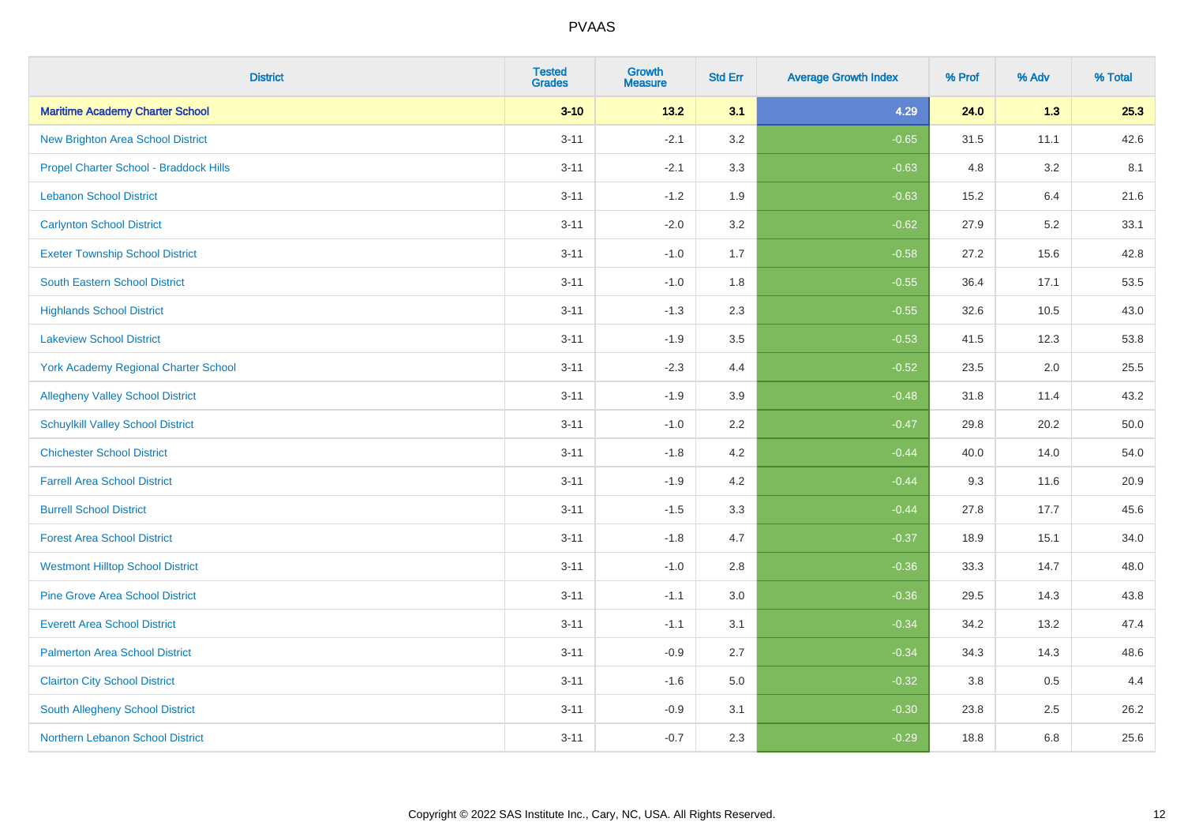# PVAAS

| District | Tested Grades | Growth Measure | Std Err | Average Growth Index | % Prof | % Adv | % Total |
|---|---|---|---|---|---|---|---|
| **Maritime Academy Charter School** | **3-10** | **13.2** | **3.1** | **4.29** | **24.0** | **1.3** | **25.3** |
| New Brighton Area School District | 3-11 | -2.1 | 3.2 | -0.65 | 31.5 | 11.1 | 42.6 |
| Propel Charter School - Braddock Hills | 3-11 | -2.1 | 3.3 | -0.63 | 4.8 | 3.2 | 8.1 |
| Lebanon School District | 3-11 | -1.2 | 1.9 | -0.63 | 15.2 | 6.4 | 21.6 |
| Carlynton School District | 3-11 | -2.0 | 3.2 | -0.62 | 27.9 | 5.2 | 33.1 |
| Exeter Township School District | 3-11 | -1.0 | 1.7 | -0.58 | 27.2 | 15.6 | 42.8 |
| South Eastern School District | 3-11 | -1.0 | 1.8 | -0.55 | 36.4 | 17.1 | 53.5 |
| Highlands School District | 3-11 | -1.3 | 2.3 | -0.55 | 32.6 | 10.5 | 43.0 |
| Lakeview School District | 3-11 | -1.9 | 3.5 | -0.53 | 41.5 | 12.3 | 53.8 |
| York Academy Regional Charter School | 3-11 | -2.3 | 4.4 | -0.52 | 23.5 | 2.0 | 25.5 |
| Allegheny Valley School District | 3-11 | -1.9 | 3.9 | -0.48 | 31.8 | 11.4 | 43.2 |
| Schuylkill Valley School District | 3-11 | -1.0 | 2.2 | -0.47 | 29.8 | 20.2 | 50.0 |
| Chichester School District | 3-11 | -1.8 | 4.2 | -0.44 | 40.0 | 14.0 | 54.0 |
| Farrell Area School District | 3-11 | -1.9 | 4.2 | -0.44 | 9.3 | 11.6 | 20.9 |
| Burrell School District | 3-11 | -1.5 | 3.3 | -0.44 | 27.8 | 17.7 | 45.6 |
| Forest Area School District | 3-11 | -1.8 | 4.7 | -0.37 | 18.9 | 15.1 | 34.0 |
| Westmont Hilltop School District | 3-11 | -1.0 | 2.8 | -0.36 | 33.3 | 14.7 | 48.0 |
| Pine Grove Area School District | 3-11 | -1.1 | 3.0 | -0.36 | 29.5 | 14.3 | 43.8 |
| Everett Area School District | 3-11 | -1.1 | 3.1 | -0.34 | 34.2 | 13.2 | 47.4 |
| Palmerton Area School District | 3-11 | -0.9 | 2.7 | -0.34 | 34.3 | 14.3 | 48.6 |
| Clairton City School District | 3-11 | -1.6 | 5.0 | -0.32 | 3.8 | 0.5 | 4.4 |
| South Allegheny School District | 3-11 | -0.9 | 3.1 | -0.30 | 23.8 | 2.5 | 26.2 |
| Northern Lebanon School District | 3-11 | -0.7 | 2.3 | -0.29 | 18.8 | 6.8 | 25.6 |

Copyright © 2022 SAS Institute Inc., Cary, NC, USA. All Rights Reserved.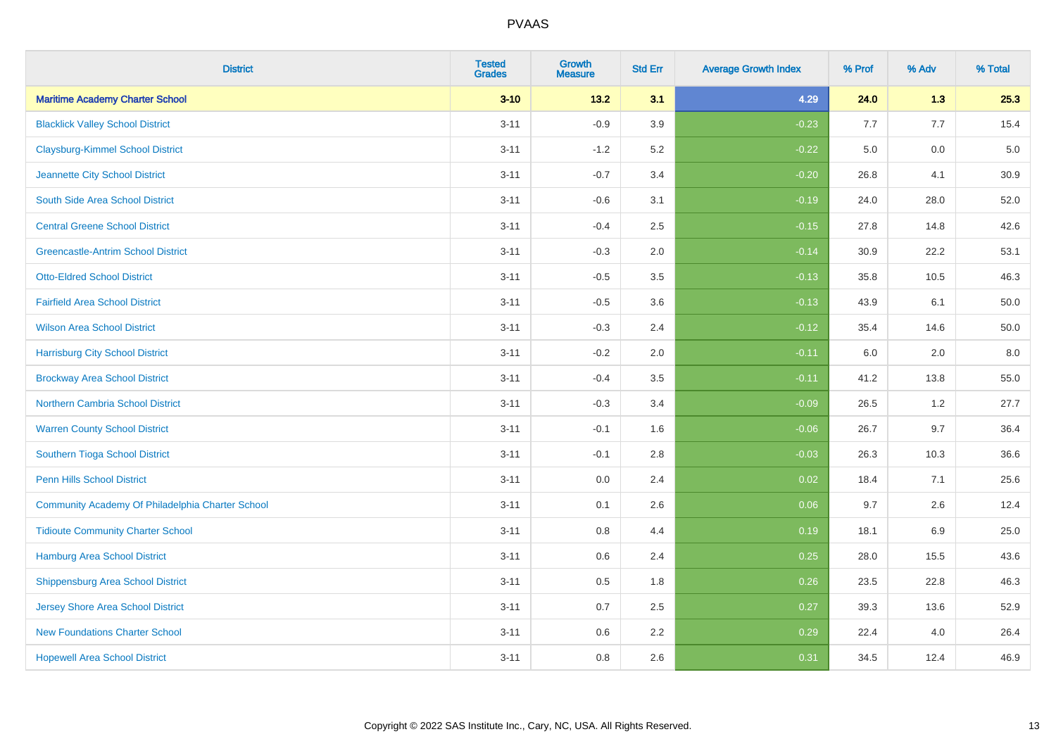| District | Tested Grades | Growth Measure | Std Err | Average Growth Index | % Prof | % Adv | % Total |
|---|---|---|---|---|---|---|---|
| **Maritime Academy Charter School** | **3-10** | **13.2** | **3.1** | **4.29** | **24.0** | **1.3** | **25.3** |
| Blacklick Valley School District | 3-11 | -0.9 | 3.9 | -0.23 | 7.7 | 7.7 | 15.4 |
| Claysburg-Kimmel School District | 3-11 | -1.2 | 5.2 | -0.22 | 5.0 | 0.0 | 5.0 |
| Jeannette City School District | 3-11 | -0.7 | 3.4 | -0.20 | 26.8 | 4.1 | 30.9 |
| South Side Area School District | 3-11 | -0.6 | 3.1 | -0.19 | 24.0 | 28.0 | 52.0 |
| Central Greene School District | 3-11 | -0.4 | 2.5 | -0.15 | 27.8 | 14.8 | 42.6 |
| Greencastle-Antrim School District | 3-11 | -0.3 | 2.0 | -0.14 | 30.9 | 22.2 | 53.1 |
| Otto-Eldred School District | 3-11 | -0.5 | 3.5 | -0.13 | 35.8 | 10.5 | 46.3 |
| Fairfield Area School District | 3-11 | -0.5 | 3.6 | -0.13 | 43.9 | 6.1 | 50.0 |
| Wilson Area School District | 3-11 | -0.3 | 2.4 | -0.12 | 35.4 | 14.6 | 50.0 |
| Harrisburg City School District | 3-11 | -0.2 | 2.0 | -0.11 | 6.0 | 2.0 | 8.0 |
| Brockway Area School District | 3-11 | -0.4 | 3.5 | -0.11 | 41.2 | 13.8 | 55.0 |
| Northern Cambria School District | 3-11 | -0.3 | 3.4 | -0.09 | 26.5 | 1.2 | 27.7 |
| Warren County School District | 3-11 | -0.1 | 1.6 | -0.06 | 26.7 | 9.7 | 36.4 |
| Southern Tioga School District | 3-11 | -0.1 | 2.8 | -0.03 | 26.3 | 10.3 | 36.6 |
| Penn Hills School District | 3-11 | 0.0 | 2.4 | 0.02 | 18.4 | 7.1 | 25.6 |
| Community Academy Of Philadelphia Charter School | 3-11 | 0.1 | 2.6 | 0.06 | 9.7 | 2.6 | 12.4 |
| Tidioute Community Charter School | 3-11 | 0.8 | 4.4 | 0.19 | 18.1 | 6.9 | 25.0 |
| Hamburg Area School District | 3-11 | 0.6 | 2.4 | 0.25 | 28.0 | 15.5 | 43.6 |
| Shippensburg Area School District | 3-11 | 0.5 | 1.8 | 0.26 | 23.5 | 22.8 | 46.3 |
| Jersey Shore Area School District | 3-11 | 0.7 | 2.5 | 0.27 | 39.3 | 13.6 | 52.9 |
| New Foundations Charter School | 3-11 | 0.6 | 2.2 | 0.29 | 22.4 | 4.0 | 26.4 |
| Hopewell Area School District | 3-11 | 0.8 | 2.6 | 0.31 | 34.5 | 12.4 | 46.9 |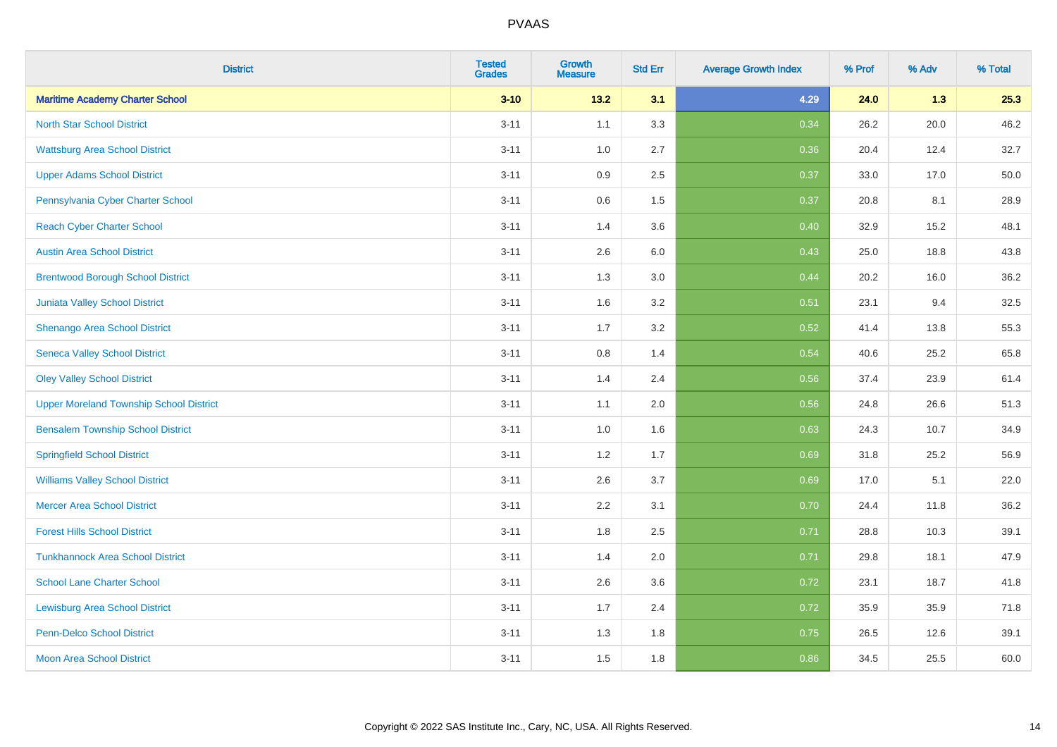| District | Tested Grades | Growth Measure | Std Err | Average Growth Index | % Prof | % Adv | % Total |
|---|---|---|---|---|---|---|---|
| **Maritime Academy Charter School** | **3-10** | **13.2** | **3.1** | **4.29** | **24.0** | **1.3** | **25.3** |
| North Star School District | 3-11 | 1.1 | 3.3 | 0.34 | 26.2 | 20.0 | 46.2 |
| Wattsburg Area School District | 3-11 | 1.0 | 2.7 | 0.36 | 20.4 | 12.4 | 32.7 |
| Upper Adams School District | 3-11 | 0.9 | 2.5 | 0.37 | 33.0 | 17.0 | 50.0 |
| Pennsylvania Cyber Charter School | 3-11 | 0.6 | 1.5 | 0.37 | 20.8 | 8.1 | 28.9 |
| Reach Cyber Charter School | 3-11 | 1.4 | 3.6 | 0.40 | 32.9 | 15.2 | 48.1 |
| Austin Area School District | 3-11 | 2.6 | 6.0 | 0.43 | 25.0 | 18.8 | 43.8 |
| Brentwood Borough School District | 3-11 | 1.3 | 3.0 | 0.44 | 20.2 | 16.0 | 36.2 |
| Juniata Valley School District | 3-11 | 1.6 | 3.2 | 0.51 | 23.1 | 9.4 | 32.5 |
| Shenango Area School District | 3-11 | 1.7 | 3.2 | 0.52 | 41.4 | 13.8 | 55.3 |
| Seneca Valley School District | 3-11 | 0.8 | 1.4 | 0.54 | 40.6 | 25.2 | 65.8 |
| Oley Valley School District | 3-11 | 1.4 | 2.4 | 0.56 | 37.4 | 23.9 | 61.4 |
| Upper Moreland Township School District | 3-11 | 1.1 | 2.0 | 0.56 | 24.8 | 26.6 | 51.3 |
| Bensalem Township School District | 3-11 | 1.0 | 1.6 | 0.63 | 24.3 | 10.7 | 34.9 |
| Springfield School District | 3-11 | 1.2 | 1.7 | 0.69 | 31.8 | 25.2 | 56.9 |
| Williams Valley School District | 3-11 | 2.6 | 3.7 | 0.69 | 17.0 | 5.1 | 22.0 |
| Mercer Area School District | 3-11 | 2.2 | 3.1 | 0.70 | 24.4 | 11.8 | 36.2 |
| Forest Hills School District | 3-11 | 1.8 | 2.5 | 0.71 | 28.8 | 10.3 | 39.1 |
| Tunkhannock Area School District | 3-11 | 1.4 | 2.0 | 0.71 | 29.8 | 18.1 | 47.9 |
| School Lane Charter School | 3-11 | 2.6 | 3.6 | 0.72 | 23.1 | 18.7 | 41.8 |
| Lewisburg Area School District | 3-11 | 1.7 | 2.4 | 0.72 | 35.9 | 35.9 | 71.8 |
| Penn-Delco School District | 3-11 | 1.3 | 1.8 | 0.75 | 26.5 | 12.6 | 39.1 |
| Moon Area School District | 3-11 | 1.5 | 1.8 | 0.86 | 34.5 | 25.5 | 60.0 |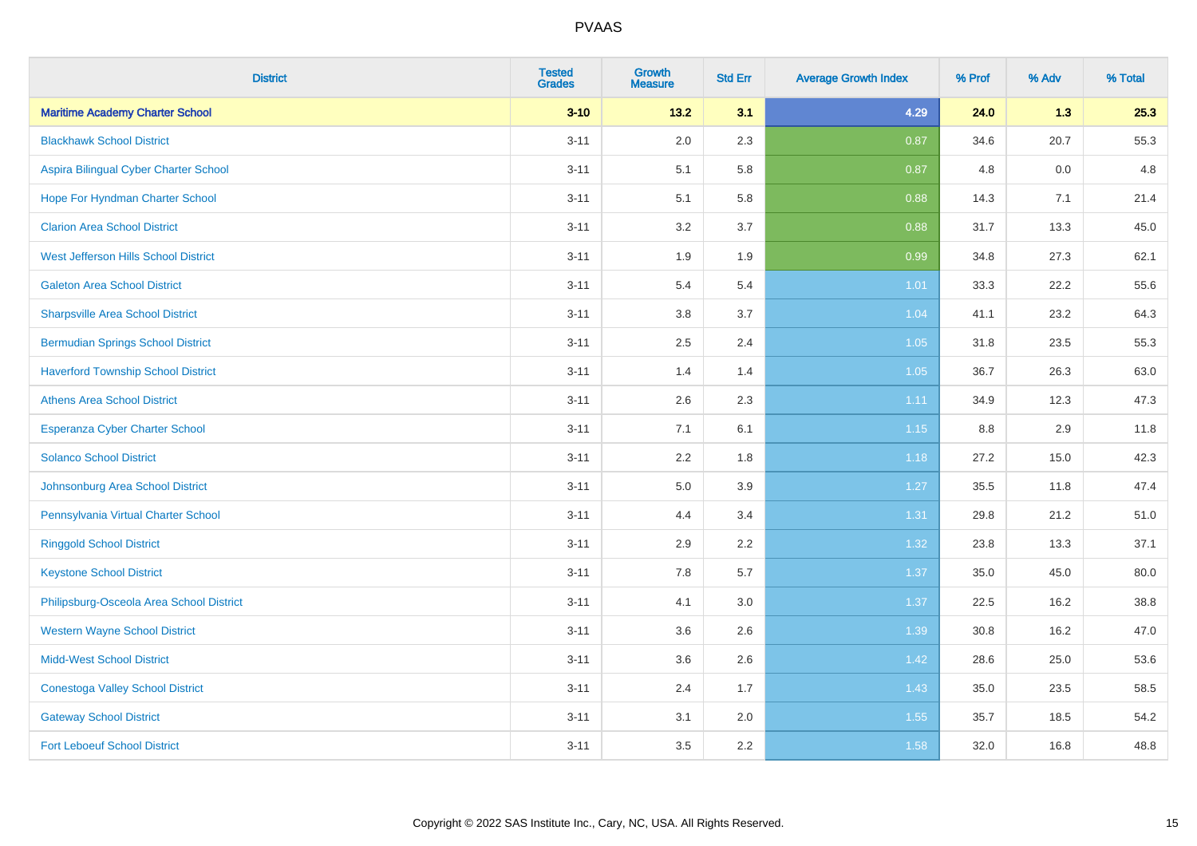| District | Tested Grades | Growth Measure | Std Err | Average Growth Index | % Prof | % Adv | % Total |
|---|---|---|---|---|---|---|---|
| **Maritime Academy Charter School** | **3-10** | **13.2** | **3.1** | **4.29** | **24.0** | **1.3** | **25.3** |
| Blackhawk School District | 3-11 | 2.0 | 2.3 | 0.87 | 34.6 | 20.7 | 55.3 |
| Aspira Bilingual Cyber Charter School | 3-11 | 5.1 | 5.8 | 0.87 | 4.8 | 0.0 | 4.8 |
| Hope For Hyndman Charter School | 3-11 | 5.1 | 5.8 | 0.88 | 14.3 | 7.1 | 21.4 |
| Clarion Area School District | 3-11 | 3.2 | 3.7 | 0.88 | 31.7 | 13.3 | 45.0 |
| West Jefferson Hills School District | 3-11 | 1.9 | 1.9 | 0.99 | 34.8 | 27.3 | 62.1 |
| Galeton Area School District | 3-11 | 5.4 | 5.4 | 1.01 | 33.3 | 22.2 | 55.6 |
| Sharpsville Area School District | 3-11 | 3.8 | 3.7 | 1.04 | 41.1 | 23.2 | 64.3 |
| Bermudian Springs School District | 3-11 | 2.5 | 2.4 | 1.05 | 31.8 | 23.5 | 55.3 |
| Haverford Township School District | 3-11 | 1.4 | 1.4 | 1.05 | 36.7 | 26.3 | 63.0 |
| Athens Area School District | 3-11 | 2.6 | 2.3 | 1.11 | 34.9 | 12.3 | 47.3 |
| Esperanza Cyber Charter School | 3-11 | 7.1 | 6.1 | 1.15 | 8.8 | 2.9 | 11.8 |
| Solanco School District | 3-11 | 2.2 | 1.8 | 1.18 | 27.2 | 15.0 | 42.3 |
| Johnsonburg Area School District | 3-11 | 5.0 | 3.9 | 1.27 | 35.5 | 11.8 | 47.4 |
| Pennsylvania Virtual Charter School | 3-11 | 4.4 | 3.4 | 1.31 | 29.8 | 21.2 | 51.0 |
| Ringgold School District | 3-11 | 2.9 | 2.2 | 1.32 | 23.8 | 13.3 | 37.1 |
| Keystone School District | 3-11 | 7.8 | 5.7 | 1.37 | 35.0 | 45.0 | 80.0 |
| Philipsburg-Osceola Area School District | 3-11 | 4.1 | 3.0 | 1.37 | 22.5 | 16.2 | 38.8 |
| Western Wayne School District | 3-11 | 3.6 | 2.6 | 1.39 | 30.8 | 16.2 | 47.0 |
| Midd-West School District | 3-11 | 3.6 | 2.6 | 1.42 | 28.6 | 25.0 | 53.6 |
| Conestoga Valley School District | 3-11 | 2.4 | 1.7 | 1.43 | 35.0 | 23.5 | 58.5 |
| Gateway School District | 3-11 | 3.1 | 2.0 | 1.55 | 35.7 | 18.5 | 54.2 |
| Fort Leboeuf School District | 3-11 | 3.5 | 2.2 | 1.58 | 32.0 | 16.8 | 48.8 |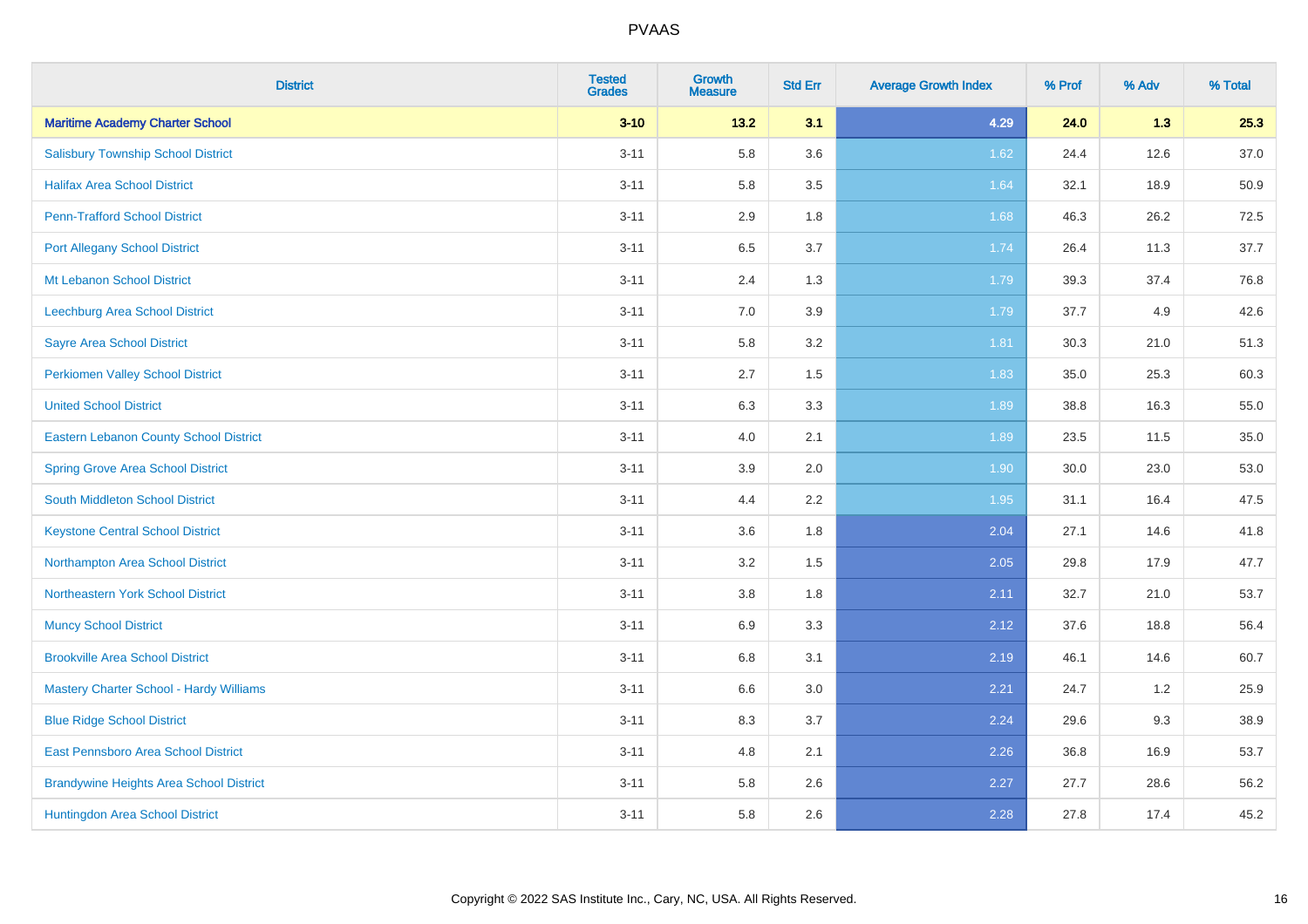| District | Tested Grades | Growth Measure | Std Err | Average Growth Index | % Prof | % Adv | % Total |
|---|---|---|---|---|---|---|---|
| **Maritime Academy Charter School** | **3-10** | **13.2** | **3.1** | **4.29** | **24.0** | **1.3** | **25.3** |
| Salisbury Township School District | 3-11 | 5.8 | 3.6 | 1.62 | 24.4 | 12.6 | 37.0 |
| Halifax Area School District | 3-11 | 5.8 | 3.5 | 1.64 | 32.1 | 18.9 | 50.9 |
| Penn-Trafford School District | 3-11 | 2.9 | 1.8 | 1.68 | 46.3 | 26.2 | 72.5 |
| Port Allegany School District | 3-11 | 6.5 | 3.7 | 1.74 | 26.4 | 11.3 | 37.7 |
| Mt Lebanon School District | 3-11 | 2.4 | 1.3 | 1.79 | 39.3 | 37.4 | 76.8 |
| Leechburg Area School District | 3-11 | 7.0 | 3.9 | 1.79 | 37.7 | 4.9 | 42.6 |
| Sayre Area School District | 3-11 | 5.8 | 3.2 | 1.81 | 30.3 | 21.0 | 51.3 |
| Perkiomen Valley School District | 3-11 | 2.7 | 1.5 | 1.83 | 35.0 | 25.3 | 60.3 |
| United School District | 3-11 | 6.3 | 3.3 | 1.89 | 38.8 | 16.3 | 55.0 |
| Eastern Lebanon County School District | 3-11 | 4.0 | 2.1 | 1.89 | 23.5 | 11.5 | 35.0 |
| Spring Grove Area School District | 3-11 | 3.9 | 2.0 | 1.90 | 30.0 | 23.0 | 53.0 |
| South Middleton School District | 3-11 | 4.4 | 2.2 | 1.95 | 31.1 | 16.4 | 47.5 |
| Keystone Central School District | 3-11 | 3.6 | 1.8 | 2.04 | 27.1 | 14.6 | 41.8 |
| Northampton Area School District | 3-11 | 3.2 | 1.5 | 2.05 | 29.8 | 17.9 | 47.7 |
| Northeastern York School District | 3-11 | 3.8 | 1.8 | 2.11 | 32.7 | 21.0 | 53.7 |
| Muncy School District | 3-11 | 6.9 | 3.3 | 2.12 | 37.6 | 18.8 | 56.4 |
| Brookville Area School District | 3-11 | 6.8 | 3.1 | 2.19 | 46.1 | 14.6 | 60.7 |
| Mastery Charter School - Hardy Williams | 3-11 | 6.6 | 3.0 | 2.21 | 24.7 | 1.2 | 25.9 |
| Blue Ridge School District | 3-11 | 8.3 | 3.7 | 2.24 | 29.6 | 9.3 | 38.9 |
| East Pennsboro Area School District | 3-11 | 4.8 | 2.1 | 2.26 | 36.8 | 16.9 | 53.7 |
| Brandywine Heights Area School District | 3-11 | 5.8 | 2.6 | 2.27 | 27.7 | 28.6 | 56.2 |
| Huntingdon Area School District | 3-11 | 5.8 | 2.6 | 2.28 | 27.8 | 17.4 | 45.2 |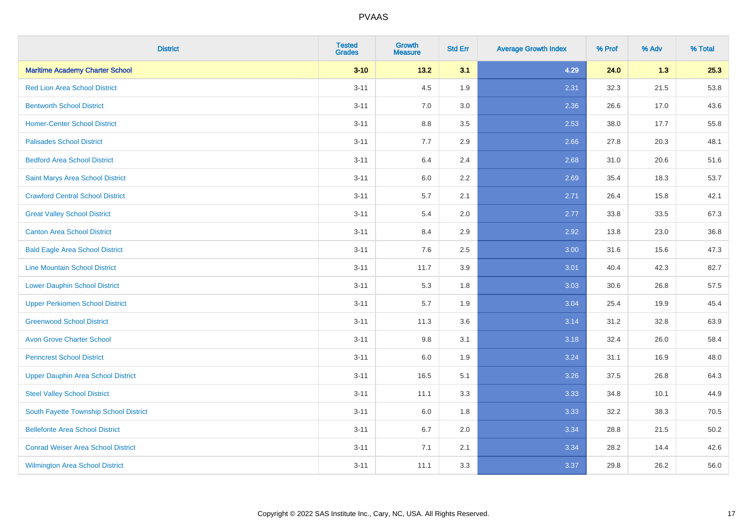| District | Tested Grades | Growth Measure | Std Err | Average Growth Index | % Prof | % Adv | % Total |
|---|---|---|---|---|---|---|---|
| **Maritime Academy Charter School** | **3-10** | **13.2** | **3.1** | **4.29** | **24.0** | **1.3** | **25.3** |
| Red Lion Area School District | 3-11 | 4.5 | 1.9 | 2.31 | 32.3 | 21.5 | 53.8 |
| Bentworth School District | 3-11 | 7.0 | 3.0 | 2.36 | 26.6 | 17.0 | 43.6 |
| Homer-Center School District | 3-11 | 8.8 | 3.5 | 2.53 | 38.0 | 17.7 | 55.8 |
| Palisades School District | 3-11 | 7.7 | 2.9 | 2.66 | 27.8 | 20.3 | 48.1 |
| Bedford Area School District | 3-11 | 6.4 | 2.4 | 2.68 | 31.0 | 20.6 | 51.6 |
| Saint Marys Area School District | 3-11 | 6.0 | 2.2 | 2.69 | 35.4 | 18.3 | 53.7 |
| Crawford Central School District | 3-11 | 5.7 | 2.1 | 2.71 | 26.4 | 15.8 | 42.1 |
| Great Valley School District | 3-11 | 5.4 | 2.0 | 2.77 | 33.8 | 33.5 | 67.3 |
| Canton Area School District | 3-11 | 8.4 | 2.9 | 2.92 | 13.8 | 23.0 | 36.8 |
| Bald Eagle Area School District | 3-11 | 7.6 | 2.5 | 3.00 | 31.6 | 15.6 | 47.3 |
| Line Mountain School District | 3-11 | 11.7 | 3.9 | 3.01 | 40.4 | 42.3 | 82.7 |
| Lower Dauphin School District | 3-11 | 5.3 | 1.8 | 3.03 | 30.6 | 26.8 | 57.5 |
| Upper Perkiomen School District | 3-11 | 5.7 | 1.9 | 3.04 | 25.4 | 19.9 | 45.4 |
| Greenwood School District | 3-11 | 11.3 | 3.6 | 3.14 | 31.2 | 32.8 | 63.9 |
| Avon Grove Charter School | 3-11 | 9.8 | 3.1 | 3.18 | 32.4 | 26.0 | 58.4 |
| Penncrest School District | 3-11 | 6.0 | 1.9 | 3.24 | 31.1 | 16.9 | 48.0 |
| Upper Dauphin Area School District | 3-11 | 16.5 | 5.1 | 3.26 | 37.5 | 26.8 | 64.3 |
| Steel Valley School District | 3-11 | 11.1 | 3.3 | 3.33 | 34.8 | 10.1 | 44.9 |
| South Fayette Township School District | 3-11 | 6.0 | 1.8 | 3.33 | 32.2 | 38.3 | 70.5 |
| Bellefonte Area School District | 3-11 | 6.7 | 2.0 | 3.34 | 28.8 | 21.5 | 50.2 |
| Conrad Weiser Area School District | 3-11 | 7.1 | 2.1 | 3.34 | 28.2 | 14.4 | 42.6 |
| Wilmington Area School District | 3-11 | 11.1 | 3.3 | 3.37 | 29.8 | 26.2 | 56.0 |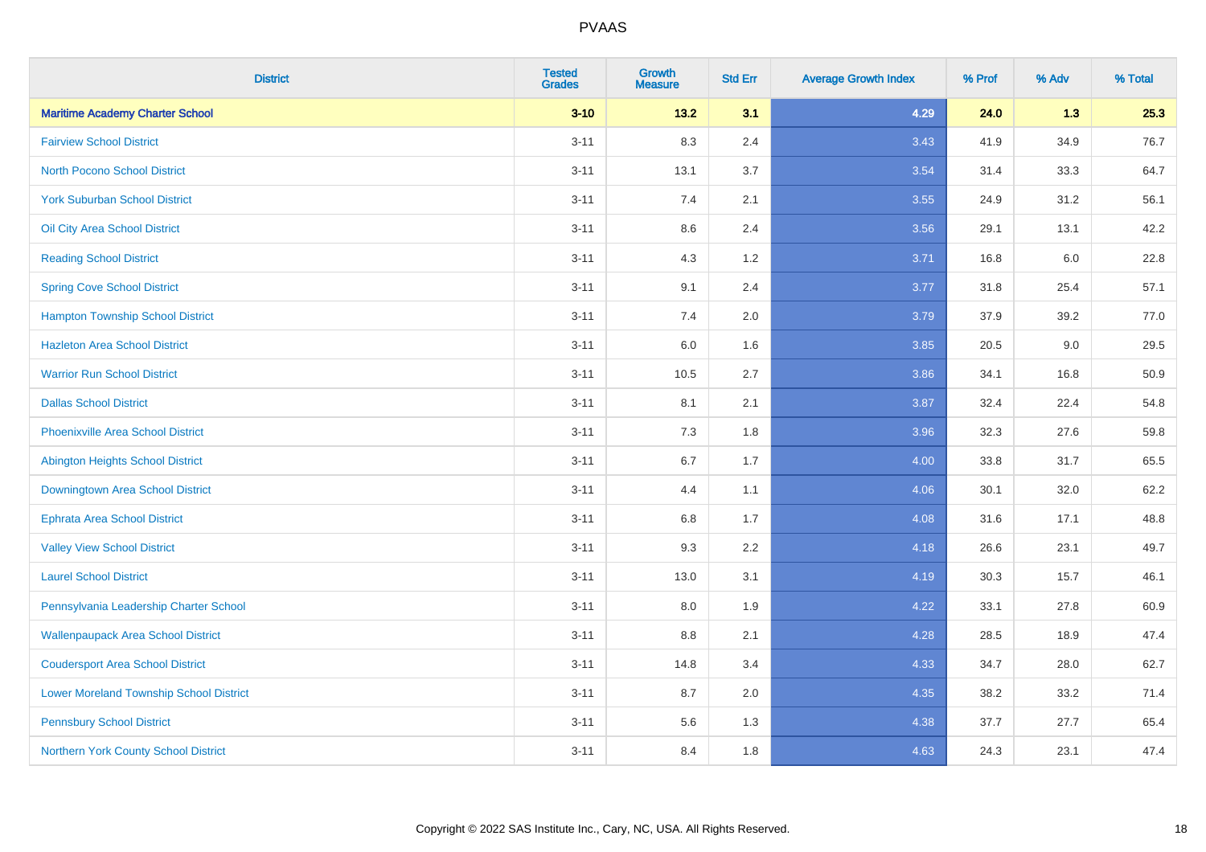# PVAAS

| District | Tested Grades | Growth Measure | Std Err | Average Growth Index | % Prof | % Adv | % Total |
|---|---|---|---|---|---|---|---|
| **Maritime Academy Charter School** | **3-10** | **13.2** | **3.1** | **4.29** | **24.0** | **1.3** | **25.3** |
| Fairview School District | 3-11 | 8.3 | 2.4 | 3.43 | 41.9 | 34.9 | 76.7 |
| North Pocono School District | 3-11 | 13.1 | 3.7 | 3.54 | 31.4 | 33.3 | 64.7 |
| York Suburban School District | 3-11 | 7.4 | 2.1 | 3.55 | 24.9 | 31.2 | 56.1 |
| Oil City Area School District | 3-11 | 8.6 | 2.4 | 3.56 | 29.1 | 13.1 | 42.2 |
| Reading School District | 3-11 | 4.3 | 1.2 | 3.71 | 16.8 | 6.0 | 22.8 |
| Spring Cove School District | 3-11 | 9.1 | 2.4 | 3.77 | 31.8 | 25.4 | 57.1 |
| Hampton Township School District | 3-11 | 7.4 | 2.0 | 3.79 | 37.9 | 39.2 | 77.0 |
| Hazleton Area School District | 3-11 | 6.0 | 1.6 | 3.85 | 20.5 | 9.0 | 29.5 |
| Warrior Run School District | 3-11 | 10.5 | 2.7 | 3.86 | 34.1 | 16.8 | 50.9 |
| Dallas School District | 3-11 | 8.1 | 2.1 | 3.87 | 32.4 | 22.4 | 54.8 |
| Phoenixville Area School District | 3-11 | 7.3 | 1.8 | 3.96 | 32.3 | 27.6 | 59.8 |
| Abington Heights School District | 3-11 | 6.7 | 1.7 | 4.00 | 33.8 | 31.7 | 65.5 |
| Downingtown Area School District | 3-11 | 4.4 | 1.1 | 4.06 | 30.1 | 32.0 | 62.2 |
| Ephrata Area School District | 3-11 | 6.8 | 1.7 | 4.08 | 31.6 | 17.1 | 48.8 |
| Valley View School District | 3-11 | 9.3 | 2.2 | 4.18 | 26.6 | 23.1 | 49.7 |
| Laurel School District | 3-11 | 13.0 | 3.1 | 4.19 | 30.3 | 15.7 | 46.1 |
| Pennsylvania Leadership Charter School | 3-11 | 8.0 | 1.9 | 4.22 | 33.1 | 27.8 | 60.9 |
| Wallenpaupack Area School District | 3-11 | 8.8 | 2.1 | 4.28 | 28.5 | 18.9 | 47.4 |
| Coudersport Area School District | 3-11 | 14.8 | 3.4 | 4.33 | 34.7 | 28.0 | 62.7 |
| Lower Moreland Township School District | 3-11 | 8.7 | 2.0 | 4.35 | 38.2 | 33.2 | 71.4 |
| Pennsbury School District | 3-11 | 5.6 | 1.3 | 4.38 | 37.7 | 27.7 | 65.4 |
| Northern York County School District | 3-11 | 8.4 | 1.8 | 4.63 | 24.3 | 23.1 | 47.4 |

Copyright © 2022 SAS Institute Inc., Cary, NC, USA. All Rights Reserved.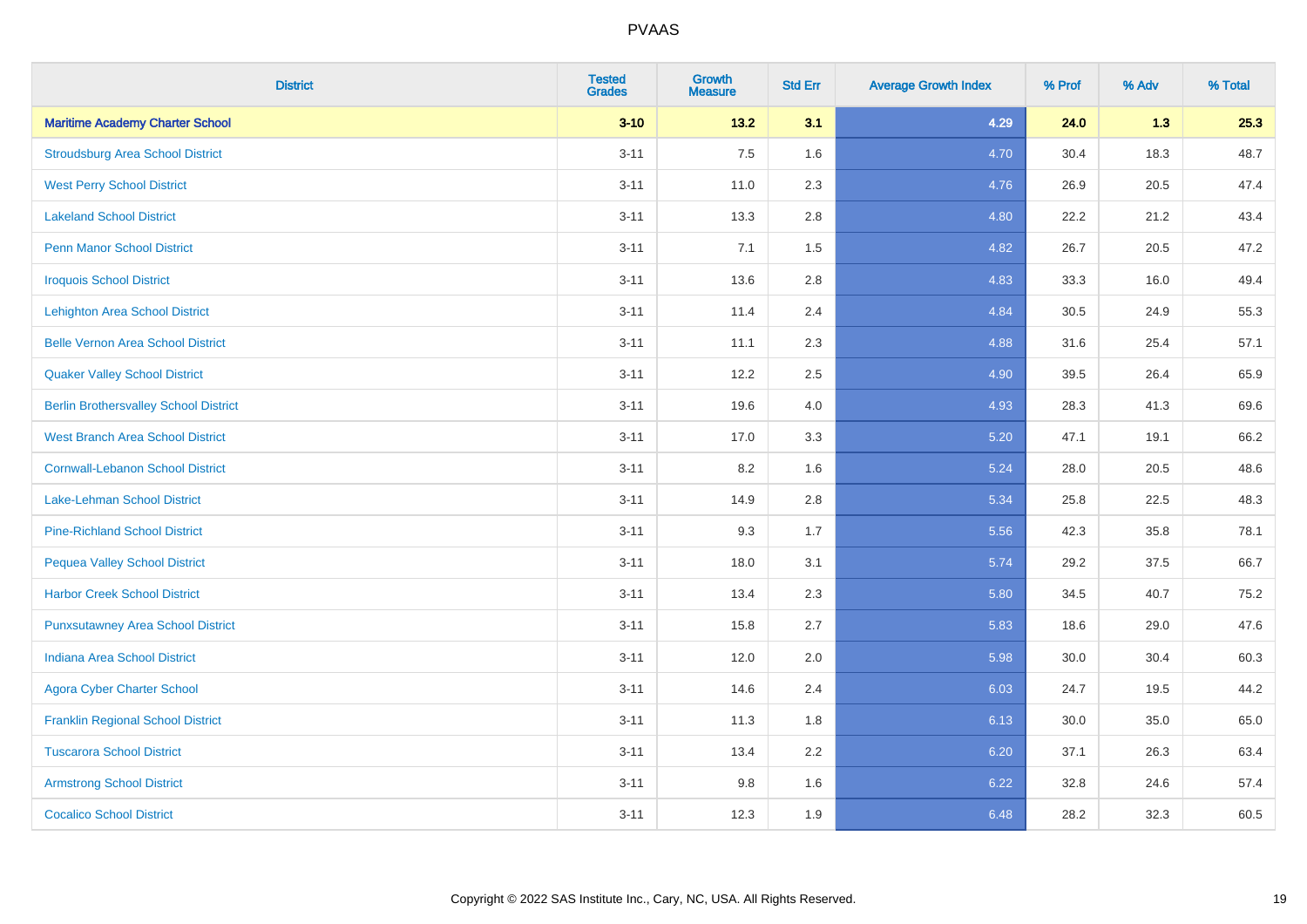| District | Tested Grades | Growth Measure | Std Err | Average Growth Index | % Prof | % Adv | % Total |
|---|---|---|---|---|---|---|---|
| **Maritime Academy Charter School** | **3-10** | **13.2** | **3.1** | **4.29** | **24.0** | **1.3** | **25.3** |
| Stroudsburg Area School District | 3-11 | 7.5 | 1.6 | 4.70 | 30.4 | 18.3 | 48.7 |
| West Perry School District | 3-11 | 11.0 | 2.3 | 4.76 | 26.9 | 20.5 | 47.4 |
| Lakeland School District | 3-11 | 13.3 | 2.8 | 4.80 | 22.2 | 21.2 | 43.4 |
| Penn Manor School District | 3-11 | 7.1 | 1.5 | 4.82 | 26.7 | 20.5 | 47.2 |
| Iroquois School District | 3-11 | 13.6 | 2.8 | 4.83 | 33.3 | 16.0 | 49.4 |
| Lehighton Area School District | 3-11 | 11.4 | 2.4 | 4.84 | 30.5 | 24.9 | 55.3 |
| Belle Vernon Area School District | 3-11 | 11.1 | 2.3 | 4.88 | 31.6 | 25.4 | 57.1 |
| Quaker Valley School District | 3-11 | 12.2 | 2.5 | 4.90 | 39.5 | 26.4 | 65.9 |
| Berlin Brothersvalley School District | 3-11 | 19.6 | 4.0 | 4.93 | 28.3 | 41.3 | 69.6 |
| West Branch Area School District | 3-11 | 17.0 | 3.3 | 5.20 | 47.1 | 19.1 | 66.2 |
| Cornwall-Lebanon School District | 3-11 | 8.2 | 1.6 | 5.24 | 28.0 | 20.5 | 48.6 |
| Lake-Lehman School District | 3-11 | 14.9 | 2.8 | 5.34 | 25.8 | 22.5 | 48.3 |
| Pine-Richland School District | 3-11 | 9.3 | 1.7 | 5.56 | 42.3 | 35.8 | 78.1 |
| Pequea Valley School District | 3-11 | 18.0 | 3.1 | 5.74 | 29.2 | 37.5 | 66.7 |
| Harbor Creek School District | 3-11 | 13.4 | 2.3 | 5.80 | 34.5 | 40.7 | 75.2 |
| Punxsutawney Area School District | 3-11 | 15.8 | 2.7 | 5.83 | 18.6 | 29.0 | 47.6 |
| Indiana Area School District | 3-11 | 12.0 | 2.0 | 5.98 | 30.0 | 30.4 | 60.3 |
| Agora Cyber Charter School | 3-11 | 14.6 | 2.4 | 6.03 | 24.7 | 19.5 | 44.2 |
| Franklin Regional School District | 3-11 | 11.3 | 1.8 | 6.13 | 30.0 | 35.0 | 65.0 |
| Tuscarora School District | 3-11 | 13.4 | 2.2 | 6.20 | 37.1 | 26.3 | 63.4 |
| Armstrong School District | 3-11 | 9.8 | 1.6 | 6.22 | 32.8 | 24.6 | 57.4 |
| Cocalico School District | 3-11 | 12.3 | 1.9 | 6.48 | 28.2 | 32.3 | 60.5 |

Copyright © 2022 SAS Institute Inc., Cary, NC, USA. All Rights Reserved.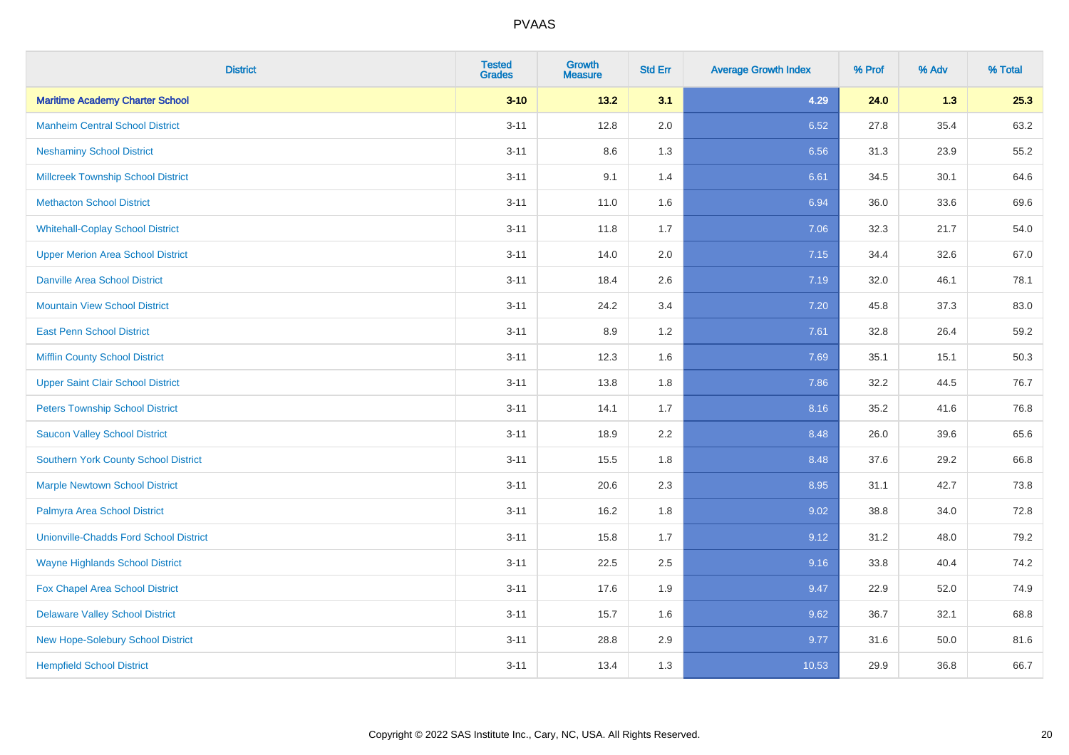| District | Tested Grades | Growth Measure | Std Err | Average Growth Index | % Prof | % Adv | % Total |
|---|---|---|---|---|---|---|---|
| **Maritime Academy Charter School** | **3-10** | **13.2** | **3.1** | **4.29** | **24.0** | **1.3** | **25.3** |
| Manheim Central School District | 3-11 | 12.8 | 2.0 | 6.52 | 27.8 | 35.4 | 63.2 |
| Neshaminy School District | 3-11 | 8.6 | 1.3 | 6.56 | 31.3 | 23.9 | 55.2 |
| Millcreek Township School District | 3-11 | 9.1 | 1.4 | 6.61 | 34.5 | 30.1 | 64.6 |
| Methacton School District | 3-11 | 11.0 | 1.6 | 6.94 | 36.0 | 33.6 | 69.6 |
| Whitehall-Coplay School District | 3-11 | 11.8 | 1.7 | 7.06 | 32.3 | 21.7 | 54.0 |
| Upper Merion Area School District | 3-11 | 14.0 | 2.0 | 7.15 | 34.4 | 32.6 | 67.0 |
| Danville Area School District | 3-11 | 18.4 | 2.6 | 7.19 | 32.0 | 46.1 | 78.1 |
| Mountain View School District | 3-11 | 24.2 | 3.4 | 7.20 | 45.8 | 37.3 | 83.0 |
| East Penn School District | 3-11 | 8.9 | 1.2 | 7.61 | 32.8 | 26.4 | 59.2 |
| Mifflin County School District | 3-11 | 12.3 | 1.6 | 7.69 | 35.1 | 15.1 | 50.3 |
| Upper Saint Clair School District | 3-11 | 13.8 | 1.8 | 7.86 | 32.2 | 44.5 | 76.7 |
| Peters Township School District | 3-11 | 14.1 | 1.7 | 8.16 | 35.2 | 41.6 | 76.8 |
| Saucon Valley School District | 3-11 | 18.9 | 2.2 | 8.48 | 26.0 | 39.6 | 65.6 |
| Southern York County School District | 3-11 | 15.5 | 1.8 | 8.48 | 37.6 | 29.2 | 66.8 |
| Marple Newtown School District | 3-11 | 20.6 | 2.3 | 8.95 | 31.1 | 42.7 | 73.8 |
| Palmyra Area School District | 3-11 | 16.2 | 1.8 | 9.02 | 38.8 | 34.0 | 72.8 |
| Unionville-Chadds Ford School District | 3-11 | 15.8 | 1.7 | 9.12 | 31.2 | 48.0 | 79.2 |
| Wayne Highlands School District | 3-11 | 22.5 | 2.5 | 9.16 | 33.8 | 40.4 | 74.2 |
| Fox Chapel Area School District | 3-11 | 17.6 | 1.9 | 9.47 | 22.9 | 52.0 | 74.9 |
| Delaware Valley School District | 3-11 | 15.7 | 1.6 | 9.62 | 36.7 | 32.1 | 68.8 |
| New Hope-Solebury School District | 3-11 | 28.8 | 2.9 | 9.77 | 31.6 | 50.0 | 81.6 |
| Hempfield School District | 3-11 | 13.4 | 1.3 | 10.53 | 29.9 | 36.8 | 66.7 |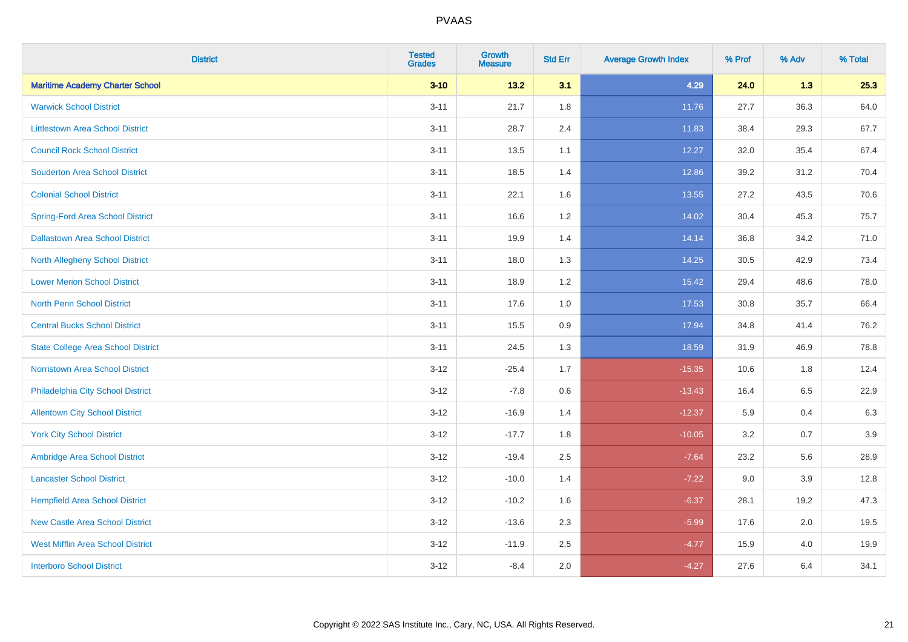# PVAAS

| District | Tested Grades | Growth Measure | Std Err | Average Growth Index | % Prof | % Adv | % Total |
|---|---|---|---|---|---|---|---|
| **Maritime Academy Charter School** | **3-10** | **13.2** | **3.1** | **4.29** | **24.0** | **1.3** | **25.3** |
| Warwick School District | 3-11 | 21.7 | 1.8 | 11.76 | 27.7 | 36.3 | 64.0 |
| Littlestown Area School District | 3-11 | 28.7 | 2.4 | 11.83 | 38.4 | 29.3 | 67.7 |
| Council Rock School District | 3-11 | 13.5 | 1.1 | 12.27 | 32.0 | 35.4 | 67.4 |
| Souderton Area School District | 3-11 | 18.5 | 1.4 | 12.86 | 39.2 | 31.2 | 70.4 |
| Colonial School District | 3-11 | 22.1 | 1.6 | 13.55 | 27.2 | 43.5 | 70.6 |
| Spring-Ford Area School District | 3-11 | 16.6 | 1.2 | 14.02 | 30.4 | 45.3 | 75.7 |
| Dallastown Area School District | 3-11 | 19.9 | 1.4 | 14.14 | 36.8 | 34.2 | 71.0 |
| North Allegheny School District | 3-11 | 18.0 | 1.3 | 14.25 | 30.5 | 42.9 | 73.4 |
| Lower Merion School District | 3-11 | 18.9 | 1.2 | 15.42 | 29.4 | 48.6 | 78.0 |
| North Penn School District | 3-11 | 17.6 | 1.0 | 17.53 | 30.8 | 35.7 | 66.4 |
| Central Bucks School District | 3-11 | 15.5 | 0.9 | 17.94 | 34.8 | 41.4 | 76.2 |
| State College Area School District | 3-11 | 24.5 | 1.3 | 18.59 | 31.9 | 46.9 | 78.8 |
| Norristown Area School District | 3-12 | -25.4 | 1.7 | -15.35 | 10.6 | 1.8 | 12.4 |
| Philadelphia City School District | 3-12 | -7.8 | 0.6 | -13.43 | 16.4 | 6.5 | 22.9 |
| Allentown City School District | 3-12 | -16.9 | 1.4 | -12.37 | 5.9 | 0.4 | 6.3 |
| York City School District | 3-12 | -17.7 | 1.8 | -10.05 | 3.2 | 0.7 | 3.9 |
| Ambridge Area School District | 3-12 | -19.4 | 2.5 | -7.64 | 23.2 | 5.6 | 28.9 |
| Lancaster School District | 3-12 | -10.0 | 1.4 | -7.22 | 9.0 | 3.9 | 12.8 |
| Hempfield Area School District | 3-12 | -10.2 | 1.6 | -6.37 | 28.1 | 19.2 | 47.3 |
| New Castle Area School District | 3-12 | -13.6 | 2.3 | -5.99 | 17.6 | 2.0 | 19.5 |
| West Mifflin Area School District | 3-12 | -11.9 | 2.5 | -4.77 | 15.9 | 4.0 | 19.9 |
| Interboro School District | 3-12 | -8.4 | 2.0 | -4.27 | 27.6 | 6.4 | 34.1 |

Copyright © 2022 SAS Institute Inc., Cary, NC, USA. All Rights Reserved.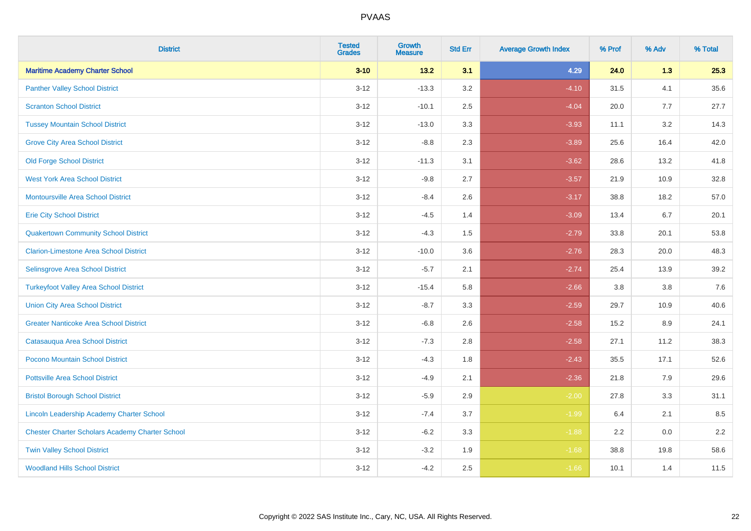| District | Tested Grades | Growth Measure | Std Err | Average Growth Index | % Prof | % Adv | % Total |
|---|---|---|---|---|---|---|---|
| **Maritime Academy Charter School** | **3-10** | **13.2** | **3.1** | **4.29** | **24.0** | **1.3** | **25.3** |
| Panther Valley School District | 3-12 | -13.3 | 3.2 | -4.10 | 31.5 | 4.1 | 35.6 |
| Scranton School District | 3-12 | -10.1 | 2.5 | -4.04 | 20.0 | 7.7 | 27.7 |
| Tussey Mountain School District | 3-12 | -13.0 | 3.3 | -3.93 | 11.1 | 3.2 | 14.3 |
| Grove City Area School District | 3-12 | -8.8 | 2.3 | -3.89 | 25.6 | 16.4 | 42.0 |
| Old Forge School District | 3-12 | -11.3 | 3.1 | -3.62 | 28.6 | 13.2 | 41.8 |
| West York Area School District | 3-12 | -9.8 | 2.7 | -3.57 | 21.9 | 10.9 | 32.8 |
| Montoursville Area School District | 3-12 | -8.4 | 2.6 | -3.17 | 38.8 | 18.2 | 57.0 |
| Erie City School District | 3-12 | -4.5 | 1.4 | -3.09 | 13.4 | 6.7 | 20.1 |
| Quakertown Community School District | 3-12 | -4.3 | 1.5 | -2.79 | 33.8 | 20.1 | 53.8 |
| Clarion-Limestone Area School District | 3-12 | -10.0 | 3.6 | -2.76 | 28.3 | 20.0 | 48.3 |
| Selinsgrove Area School District | 3-12 | -5.7 | 2.1 | -2.74 | 25.4 | 13.9 | 39.2 |
| Turkeyfoot Valley Area School District | 3-12 | -15.4 | 5.8 | -2.66 | 3.8 | 3.8 | 7.6 |
| Union City Area School District | 3-12 | -8.7 | 3.3 | -2.59 | 29.7 | 10.9 | 40.6 |
| Greater Nanticoke Area School District | 3-12 | -6.8 | 2.6 | -2.58 | 15.2 | 8.9 | 24.1 |
| Catasauqua Area School District | 3-12 | -7.3 | 2.8 | -2.58 | 27.1 | 11.2 | 38.3 |
| Pocono Mountain School District | 3-12 | -4.3 | 1.8 | -2.43 | 35.5 | 17.1 | 52.6 |
| Pottsville Area School District | 3-12 | -4.9 | 2.1 | -2.36 | 21.8 | 7.9 | 29.6 |
| Bristol Borough School District | 3-12 | -5.9 | 2.9 | -2.00 | 27.8 | 3.3 | 31.1 |
| Lincoln Leadership Academy Charter School | 3-12 | -7.4 | 3.7 | -1.99 | 6.4 | 2.1 | 8.5 |
| Chester Charter Scholars Academy Charter School | 3-12 | -6.2 | 3.3 | -1.88 | 2.2 | 0.0 | 2.2 |
| Twin Valley School District | 3-12 | -3.2 | 1.9 | -1.68 | 38.8 | 19.8 | 58.6 |
| Woodland Hills School District | 3-12 | -4.2 | 2.5 | -1.66 | 10.1 | 1.4 | 11.5 |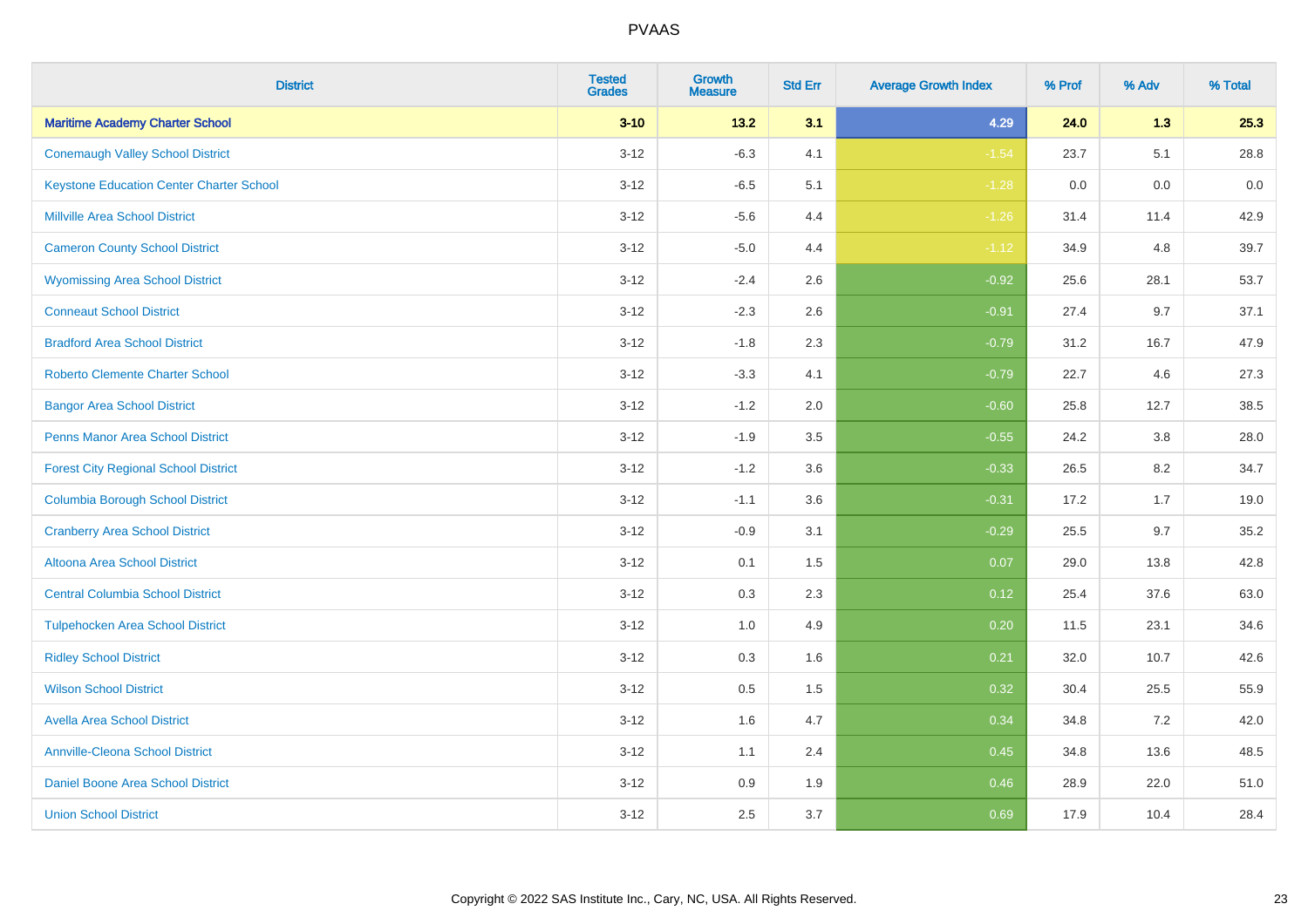# PVAAS

| District | Tested Grades | Growth Measure | Std Err | Average Growth Index | % Prof | % Adv | % Total |
|---|---|---|---|---|---|---|---|
| **Maritime Academy Charter School** | **3-10** | **13.2** | **3.1** | **4.29** | **24.0** | **1.3** | **25.3** |
| Conemaugh Valley School District | 3-12 | -6.3 | 4.1 | -1.54 | 23.7 | 5.1 | 28.8 |
| Keystone Education Center Charter School | 3-12 | -6.5 | 5.1 | -1.28 | 0.0 | 0.0 | 0.0 |
| Millville Area School District | 3-12 | -5.6 | 4.4 | -1.26 | 31.4 | 11.4 | 42.9 |
| Cameron County School District | 3-12 | -5.0 | 4.4 | -1.12 | 34.9 | 4.8 | 39.7 |
| Wyomissing Area School District | 3-12 | -2.4 | 2.6 | -0.92 | 25.6 | 28.1 | 53.7 |
| Conneaut School District | 3-12 | -2.3 | 2.6 | -0.91 | 27.4 | 9.7 | 37.1 |
| Bradford Area School District | 3-12 | -1.8 | 2.3 | -0.79 | 31.2 | 16.7 | 47.9 |
| Roberto Clemente Charter School | 3-12 | -3.3 | 4.1 | -0.79 | 22.7 | 4.6 | 27.3 |
| Bangor Area School District | 3-12 | -1.2 | 2.0 | -0.60 | 25.8 | 12.7 | 38.5 |
| Penns Manor Area School District | 3-12 | -1.9 | 3.5 | -0.55 | 24.2 | 3.8 | 28.0 |
| Forest City Regional School District | 3-12 | -1.2 | 3.6 | -0.33 | 26.5 | 8.2 | 34.7 |
| Columbia Borough School District | 3-12 | -1.1 | 3.6 | -0.31 | 17.2 | 1.7 | 19.0 |
| Cranberry Area School District | 3-12 | -0.9 | 3.1 | -0.29 | 25.5 | 9.7 | 35.2 |
| Altoona Area School District | 3-12 | 0.1 | 1.5 | 0.07 | 29.0 | 13.8 | 42.8 |
| Central Columbia School District | 3-12 | 0.3 | 2.3 | 0.12 | 25.4 | 37.6 | 63.0 |
| Tulpehocken Area School District | 3-12 | 1.0 | 4.9 | 0.20 | 11.5 | 23.1 | 34.6 |
| Ridley School District | 3-12 | 0.3 | 1.6 | 0.21 | 32.0 | 10.7 | 42.6 |
| Wilson School District | 3-12 | 0.5 | 1.5 | 0.32 | 30.4 | 25.5 | 55.9 |
| Avella Area School District | 3-12 | 1.6 | 4.7 | 0.34 | 34.8 | 7.2 | 42.0 |
| Annville-Cleona School District | 3-12 | 1.1 | 2.4 | 0.45 | 34.8 | 13.6 | 48.5 |
| Daniel Boone Area School District | 3-12 | 0.9 | 1.9 | 0.46 | 28.9 | 22.0 | 51.0 |
| Union School District | 3-12 | 2.5 | 3.7 | 0.69 | 17.9 | 10.4 | 28.4 |

Copyright © 2022 SAS Institute Inc., Cary, NC, USA. All Rights Reserved.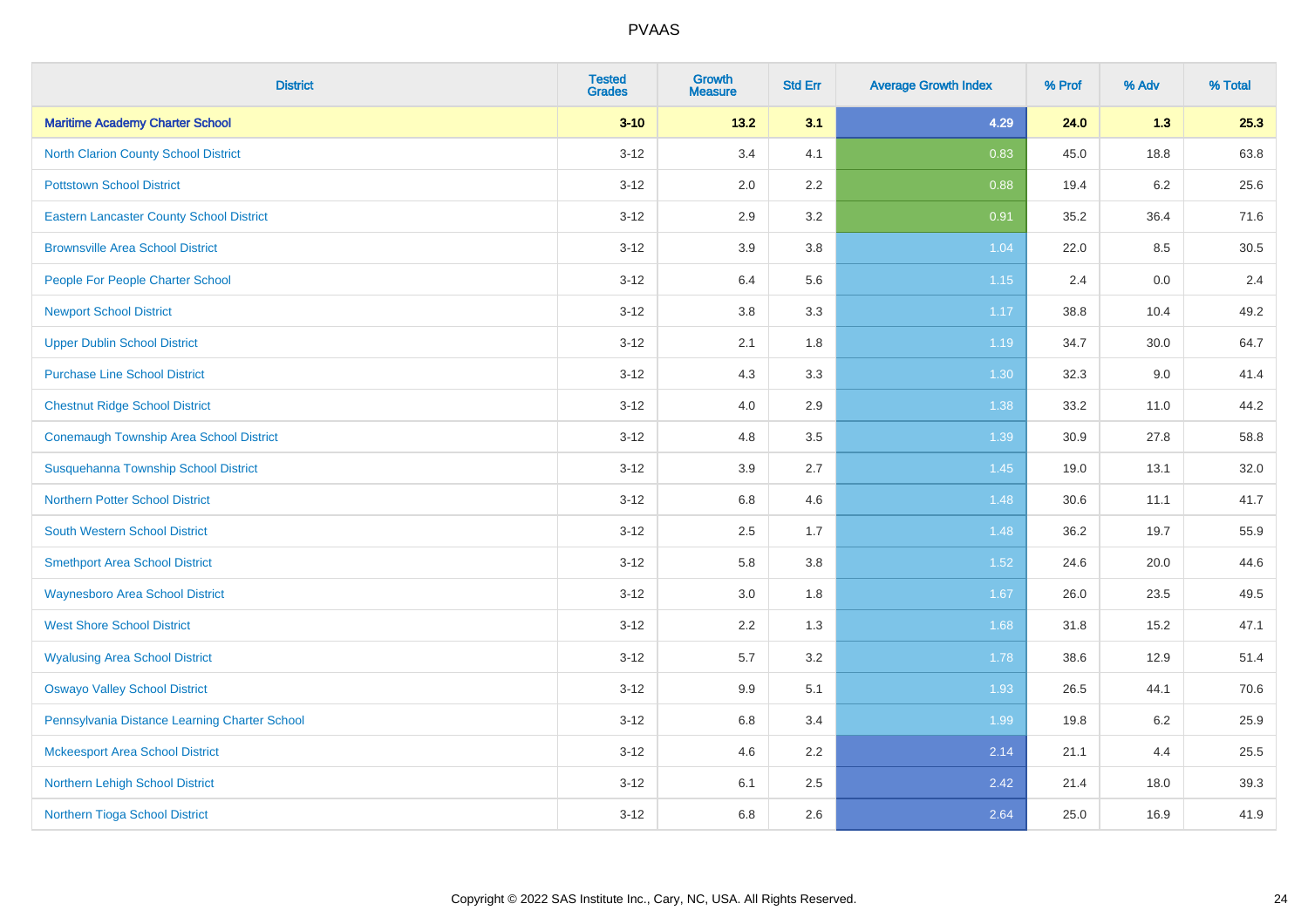# PVAAS

| District | Tested Grades | Growth Measure | Std Err | Average Growth Index | % Prof | % Adv | % Total |
|---|---|---|---|---|---|---|---|
| **Maritime Academy Charter School** | **3-10** | **13.2** | **3.1** | **4.29** | **24.0** | **1.3** | **25.3** |
| North Clarion County School District | 3-12 | 3.4 | 4.1 | 0.83 | 45.0 | 18.8 | 63.8 |
| Pottstown School District | 3-12 | 2.0 | 2.2 | 0.88 | 19.4 | 6.2 | 25.6 |
| Eastern Lancaster County School District | 3-12 | 2.9 | 3.2 | 0.91 | 35.2 | 36.4 | 71.6 |
| Brownsville Area School District | 3-12 | 3.9 | 3.8 | 1.04 | 22.0 | 8.5 | 30.5 |
| People For People Charter School | 3-12 | 6.4 | 5.6 | 1.15 | 2.4 | 0.0 | 2.4 |
| Newport School District | 3-12 | 3.8 | 3.3 | 1.17 | 38.8 | 10.4 | 49.2 |
| Upper Dublin School District | 3-12 | 2.1 | 1.8 | 1.19 | 34.7 | 30.0 | 64.7 |
| Purchase Line School District | 3-12 | 4.3 | 3.3 | 1.30 | 32.3 | 9.0 | 41.4 |
| Chestnut Ridge School District | 3-12 | 4.0 | 2.9 | 1.38 | 33.2 | 11.0 | 44.2 |
| Conemaugh Township Area School District | 3-12 | 4.8 | 3.5 | 1.39 | 30.9 | 27.8 | 58.8 |
| Susquehanna Township School District | 3-12 | 3.9 | 2.7 | 1.45 | 19.0 | 13.1 | 32.0 |
| Northern Potter School District | 3-12 | 6.8 | 4.6 | 1.48 | 30.6 | 11.1 | 41.7 |
| South Western School District | 3-12 | 2.5 | 1.7 | 1.48 | 36.2 | 19.7 | 55.9 |
| Smethport Area School District | 3-12 | 5.8 | 3.8 | 1.52 | 24.6 | 20.0 | 44.6 |
| Waynesboro Area School District | 3-12 | 3.0 | 1.8 | 1.67 | 26.0 | 23.5 | 49.5 |
| West Shore School District | 3-12 | 2.2 | 1.3 | 1.68 | 31.8 | 15.2 | 47.1 |
| Wyalusing Area School District | 3-12 | 5.7 | 3.2 | 1.78 | 38.6 | 12.9 | 51.4 |
| Oswayo Valley School District | 3-12 | 9.9 | 5.1 | 1.93 | 26.5 | 44.1 | 70.6 |
| Pennsylvania Distance Learning Charter School | 3-12 | 6.8 | 3.4 | 1.99 | 19.8 | 6.2 | 25.9 |
| Mckeesport Area School District | 3-12 | 4.6 | 2.2 | 2.14 | 21.1 | 4.4 | 25.5 |
| Northern Lehigh School District | 3-12 | 6.1 | 2.5 | 2.42 | 21.4 | 18.0 | 39.3 |
| Northern Tioga School District | 3-12 | 6.8 | 2.6 | 2.64 | 25.0 | 16.9 | 41.9 |

Copyright © 2022 SAS Institute Inc., Cary, NC, USA. All Rights Reserved.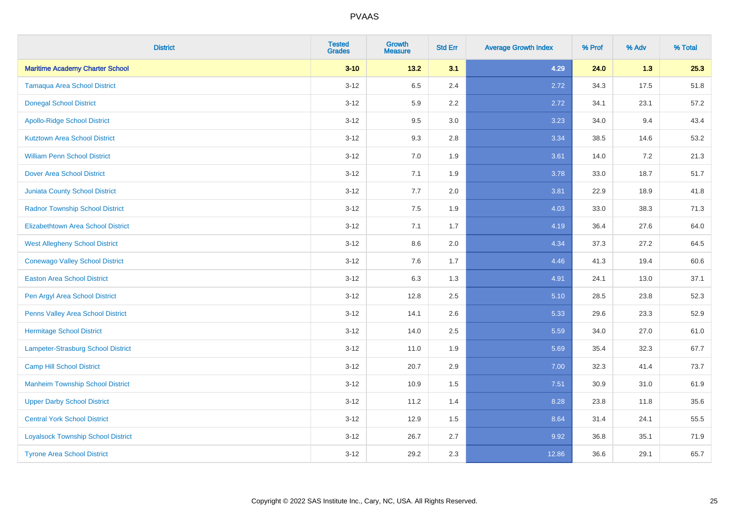| District | Tested Grades | Growth Measure | Std Err | Average Growth Index | % Prof | % Adv | % Total |
|---|---|---|---|---|---|---|---|
| **Maritime Academy Charter School** | **3-10** | **13.2** | **3.1** | **4.29** | **24.0** | **1.3** | **25.3** |
| Tamaqua Area School District | 3-12 | 6.5 | 2.4 | 2.72 | 34.3 | 17.5 | 51.8 |
| Donegal School District | 3-12 | 5.9 | 2.2 | 2.72 | 34.1 | 23.1 | 57.2 |
| Apollo-Ridge School District | 3-12 | 9.5 | 3.0 | 3.23 | 34.0 | 9.4 | 43.4 |
| Kutztown Area School District | 3-12 | 9.3 | 2.8 | 3.34 | 38.5 | 14.6 | 53.2 |
| William Penn School District | 3-12 | 7.0 | 1.9 | 3.61 | 14.0 | 7.2 | 21.3 |
| Dover Area School District | 3-12 | 7.1 | 1.9 | 3.78 | 33.0 | 18.7 | 51.7 |
| Juniata County School District | 3-12 | 7.7 | 2.0 | 3.81 | 22.9 | 18.9 | 41.8 |
| Radnor Township School District | 3-12 | 7.5 | 1.9 | 4.03 | 33.0 | 38.3 | 71.3 |
| Elizabethtown Area School District | 3-12 | 7.1 | 1.7 | 4.19 | 36.4 | 27.6 | 64.0 |
| West Allegheny School District | 3-12 | 8.6 | 2.0 | 4.34 | 37.3 | 27.2 | 64.5 |
| Conewago Valley School District | 3-12 | 7.6 | 1.7 | 4.46 | 41.3 | 19.4 | 60.6 |
| Easton Area School District | 3-12 | 6.3 | 1.3 | 4.91 | 24.1 | 13.0 | 37.1 |
| Pen Argyl Area School District | 3-12 | 12.8 | 2.5 | 5.10 | 28.5 | 23.8 | 52.3 |
| Penns Valley Area School District | 3-12 | 14.1 | 2.6 | 5.33 | 29.6 | 23.3 | 52.9 |
| Hermitage School District | 3-12 | 14.0 | 2.5 | 5.59 | 34.0 | 27.0 | 61.0 |
| Lampeter-Strasburg School District | 3-12 | 11.0 | 1.9 | 5.69 | 35.4 | 32.3 | 67.7 |
| Camp Hill School District | 3-12 | 20.7 | 2.9 | 7.00 | 32.3 | 41.4 | 73.7 |
| Manheim Township School District | 3-12 | 10.9 | 1.5 | 7.51 | 30.9 | 31.0 | 61.9 |
| Upper Darby School District | 3-12 | 11.2 | 1.4 | 8.28 | 23.8 | 11.8 | 35.6 |
| Central York School District | 3-12 | 12.9 | 1.5 | 8.64 | 31.4 | 24.1 | 55.5 |
| Loyalsock Township School District | 3-12 | 26.7 | 2.7 | 9.92 | 36.8 | 35.1 | 71.9 |
| Tyrone Area School District | 3-12 | 29.2 | 2.3 | 12.86 | 36.6 | 29.1 | 65.7 |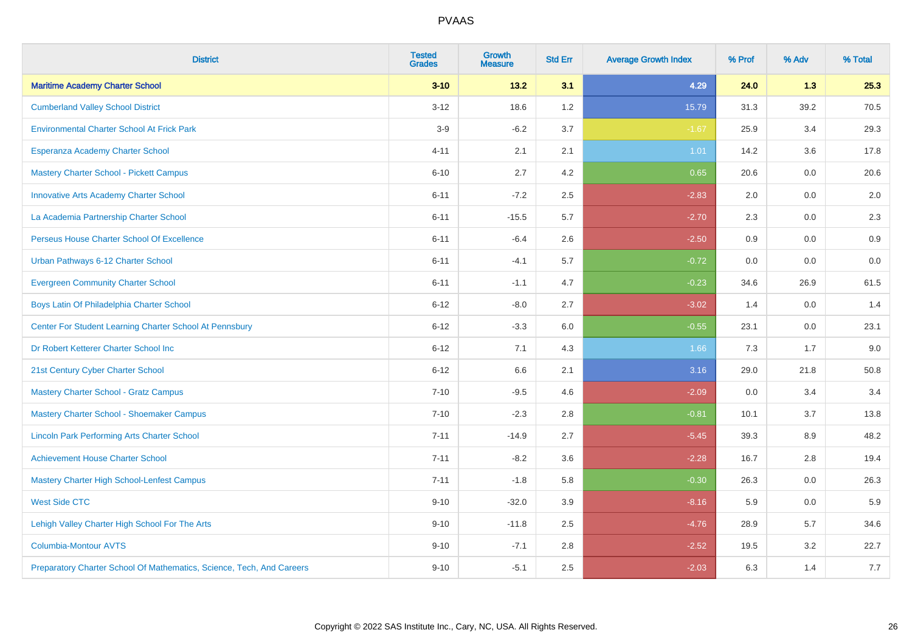# PVAAS

| District | Tested Grades | Growth Measure | Std Err | Average Growth Index | % Prof | % Adv | % Total |
|---|---|---|---|---|---|---|---|
| **Maritime Academy Charter School** | **3-10** | **13.2** | **3.1** | **4.29** | **24.0** | **1.3** | **25.3** |
| Cumberland Valley School District | 3-12 | 18.6 | 1.2 | 15.79 | 31.3 | 39.2 | 70.5 |
| Environmental Charter School At Frick Park | 3-9 | -6.2 | 3.7 | -1.67 | 25.9 | 3.4 | 29.3 |
| Esperanza Academy Charter School | 4-11 | 2.1 | 2.1 | 1.01 | 14.2 | 3.6 | 17.8 |
| Mastery Charter School - Pickett Campus | 6-10 | 2.7 | 4.2 | 0.65 | 20.6 | 0.0 | 20.6 |
| Innovative Arts Academy Charter School | 6-11 | -7.2 | 2.5 | -2.83 | 2.0 | 0.0 | 2.0 |
| La Academia Partnership Charter School | 6-11 | -15.5 | 5.7 | -2.70 | 2.3 | 0.0 | 2.3 |
| Perseus House Charter School Of Excellence | 6-11 | -6.4 | 2.6 | -2.50 | 0.9 | 0.0 | 0.9 |
| Urban Pathways 6-12 Charter School | 6-11 | -4.1 | 5.7 | -0.72 | 0.0 | 0.0 | 0.0 |
| Evergreen Community Charter School | 6-11 | -1.1 | 4.7 | -0.23 | 34.6 | 26.9 | 61.5 |
| Boys Latin Of Philadelphia Charter School | 6-12 | -8.0 | 2.7 | -3.02 | 1.4 | 0.0 | 1.4 |
| Center For Student Learning Charter School At Pennsbury | 6-12 | -3.3 | 6.0 | -0.55 | 23.1 | 0.0 | 23.1 |
| Dr Robert Ketterer Charter School Inc | 6-12 | 7.1 | 4.3 | 1.66 | 7.3 | 1.7 | 9.0 |
| 21st Century Cyber Charter School | 6-12 | 6.6 | 2.1 | 3.16 | 29.0 | 21.8 | 50.8 |
| Mastery Charter School - Gratz Campus | 7-10 | -9.5 | 4.6 | -2.09 | 0.0 | 3.4 | 3.4 |
| Mastery Charter School - Shoemaker Campus | 7-10 | -2.3 | 2.8 | -0.81 | 10.1 | 3.7 | 13.8 |
| Lincoln Park Performing Arts Charter School | 7-11 | -14.9 | 2.7 | -5.45 | 39.3 | 8.9 | 48.2 |
| Achievement House Charter School | 7-11 | -8.2 | 3.6 | -2.28 | 16.7 | 2.8 | 19.4 |
| Mastery Charter High School-Lenfest Campus | 7-11 | -1.8 | 5.8 | -0.30 | 26.3 | 0.0 | 26.3 |
| West Side CTC | 9-10 | -32.0 | 3.9 | -8.16 | 5.9 | 0.0 | 5.9 |
| Lehigh Valley Charter High School For The Arts | 9-10 | -11.8 | 2.5 | -4.76 | 28.9 | 5.7 | 34.6 |
| Columbia-Montour AVTS | 9-10 | -7.1 | 2.8 | -2.52 | 19.5 | 3.2 | 22.7 |
| Preparatory Charter School Of Mathematics, Science, Tech, And Careers | 9-10 | -5.1 | 2.5 | -2.03 | 6.3 | 1.4 | 7.7 |

Copyright © 2022 SAS Institute Inc., Cary, NC, USA. All Rights Reserved.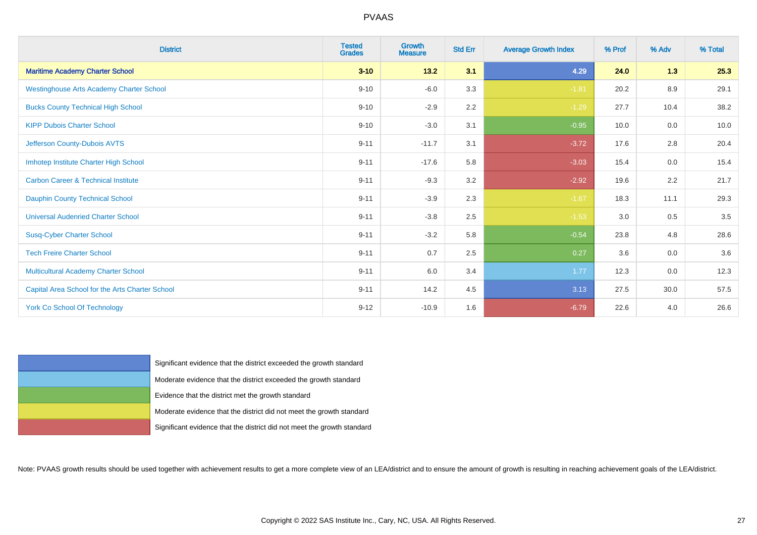PVAAS

| District | Tested Grades | Growth Measure | Std Err | Average Growth Index | % Prof | % Adv | % Total |
|---|---|---|---|---|---|---|---|
| **Maritime Academy Charter School** | **3-10** | **13.2** | **3.1** | **4.29** | **24.0** | **1.3** | **25.3** |
| Westinghouse Arts Academy Charter School | 9-10 | -6.0 | 3.3 | -1.81 | 20.2 | 8.9 | 29.1 |
| Bucks County Technical High School | 9-10 | -2.9 | 2.2 | -1.29 | 27.7 | 10.4 | 38.2 |
| KIPP Dubois Charter School | 9-10 | -3.0 | 3.1 | -0.95 | 10.0 | 0.0 | 10.0 |
| Jefferson County-Dubois AVTS | 9-11 | -11.7 | 3.1 | -3.72 | 17.6 | 2.8 | 20.4 |
| Imhotep Institute Charter High School | 9-11 | -17.6 | 5.8 | -3.03 | 15.4 | 0.0 | 15.4 |
| Carbon Career & Technical Institute | 9-11 | -9.3 | 3.2 | -2.92 | 19.6 | 2.2 | 21.7 |
| Dauphin County Technical School | 9-11 | -3.9 | 2.3 | -1.67 | 18.3 | 11.1 | 29.3 |
| Universal Audenried Charter School | 9-11 | -3.8 | 2.5 | -1.53 | 3.0 | 0.5 | 3.5 |
| Susq-Cyber Charter School | 9-11 | -3.2 | 5.8 | -0.54 | 23.8 | 4.8 | 28.6 |
| Tech Freire Charter School | 9-11 | 0.7 | 2.5 | 0.27 | 3.6 | 0.0 | 3.6 |
| Multicultural Academy Charter School | 9-11 | 6.0 | 3.4 | 1.77 | 12.3 | 0.0 | 12.3 |
| Capital Area School for the Arts Charter School | 9-11 | 14.2 | 4.5 | 3.13 | 27.5 | 30.0 | 57.5 |
| York Co School Of Technology | 9-12 | -10.9 | 1.6 | -6.79 | 22.6 | 4.0 | 26.6 |

Significant evidence that the district exceeded the growth standard

Moderate evidence that the district exceeded the growth standard

Evidence that the district met the growth standard

Moderate evidence that the district did not meet the growth standard

Significant evidence that the district did not meet the growth standard

Note: PVAAS growth results should be used together with achievement results to get a more complete view of an LEA/district and to ensure the amount of growth is resulting in reaching achievement goals of the LEA/district.

Copyright © 2022 SAS Institute Inc., Cary, NC, USA. All Rights Reserved.